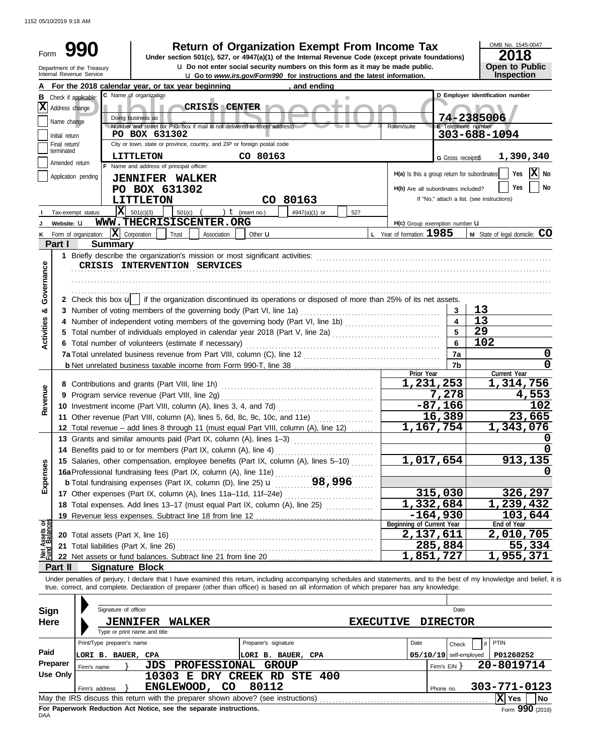1152 05/10/2019 9:18 AM

# Form 990 — Return of Organization Exempt From Income Tax (2018)

Under section 501(c), 527, or 4947(a)(1) of the Internal Revenue Code (except private foundations)

u Do not enter social security numbers on this form as it may be made public.

u Go to *www.irs.gov/Form990* for instructions and the latest information.

Department of the Treasury
Internal Revenue Service

OMB No. 1545-0047 | **2018** | **Open to Public Inspection**

**A** For the 2018 calendar year, or tax year beginning , and ending

**B** Check if applicable:
- [X] Address change
- [ ] Name change
- [ ] Initial return
- [ ] Final return/terminated
- [ ] Amended return
- [ ] Application pending

**C** Name of organization: **CRISIS CENTER**

Doing business as

Number and street (or P.O. box if mail is not delivered to street address): **PO BOX 631302** Room/suite

City or town, state or province, country, and ZIP or foreign postal code: **LITTLETON CO 80163**

**D** Employer identification number: **74-2385006**

**E** Telephone number: **303-688-1094**

**G** Gross receipts$ **1,390,340**

**F** Name and address of principal officer:
**JENNIFER WALKER**
**PO BOX 631302**
**LITTLETON CO 80163**

**H(a)** Is this a group return for subordinates? Yes [ ] No [X]

**H(b)** Are all subordinates included? Yes [ ] No [ ]
If "No," attach a list. (see instructions)

**I** Tax-exempt status: [X] 501(c)(3) [ ] 501(c) ( ) t (insert no.) [ ] 4947(a)(1) or [ ] 527

**J** Website: u **WWW.THECRISISCENTER.ORG**

**H(c)** Group exemption number u

**K** Form of organization: [X] Corporation [ ] Trust [ ] Association [ ] Other u

**L** Year of formation: **1985**

**M** State of legal domicile: **CO**

## Part I Summary

**Activities & Governance**

1 Briefly describe the organization's mission or most significant activities:
**CRISIS INTERVENTION SERVICES**

2 Check this box u [ ] if the organization discontinued its operations or disposed of more than 25% of its net assets.

| | | | |
|---|---|---|---|
| 3 | Number of voting members of the governing body (Part VI, line 1a) | 3 | 13 |
| 4 | Number of independent voting members of the governing body (Part VI, line 1b) | 4 | 13 |
| 5 | Total number of individuals employed in calendar year 2018 (Part V, line 2a) | 5 | 29 |
| 6 | Total number of volunteers (estimate if necessary) | 6 | 102 |
| 7a | Total unrelated business revenue from Part VIII, column (C), line 12 | 7a | 0 |
| b | Net unrelated business taxable income from Form 990-T, line 38 | 7b | 0 |

| | | Prior Year | Current Year |
|---|---|---|---|
| **Revenue** | | | |
| 8 | Contributions and grants (Part VIII, line 1h) | 1,231,253 | 1,314,756 |
| 9 | Program service revenue (Part VIII, line 2g) | 7,278 | 4,553 |
| 10 | Investment income (Part VIII, column (A), lines 3, 4, and 7d) | -87,166 | 102 |
| 11 | Other revenue (Part VIII, column (A), lines 5, 6d, 8c, 9c, 10c, and 11e) | 16,389 | 23,665 |
| 12 | Total revenue – add lines 8 through 11 (must equal Part VIII, column (A), line 12) | 1,167,754 | 1,343,076 |
| **Expenses** | | | |
| 13 | Grants and similar amounts paid (Part IX, column (A), lines 1–3) | | 0 |
| 14 | Benefits paid to or for members (Part IX, column (A), line 4) | | 0 |
| 15 | Salaries, other compensation, employee benefits (Part IX, column (A), lines 5–10) | 1,017,654 | 913,135 |
| 16a | Professional fundraising fees (Part IX, column (A), line 11e) | | 0 |
| b | Total fundraising expenses (Part IX, column (D), line 25) u 98,996 | | |
| 17 | Other expenses (Part IX, column (A), lines 11a–11d, 11f–24e) | 315,030 | 326,297 |
| 18 | Total expenses. Add lines 13–17 (must equal Part IX, column (A), line 25) | 1,332,684 | 1,239,432 |
| 19 | Revenue less expenses. Subtract line 18 from line 12 | -164,930 | 103,644 |
| **Net Assets or Fund Balances** | | **Beginning of Current Year** | **End of Year** |
| 20 | Total assets (Part X, line 16) | 2,137,611 | 2,010,705 |
| 21 | Total liabilities (Part X, line 26) | 285,884 | 55,334 |
| 22 | Net assets or fund balances. Subtract line 21 from line 20 | 1,851,727 | 1,955,371 |

## Part II Signature Block

Under penalties of perjury, I declare that I have examined this return, including accompanying schedules and statements, and to the best of my knowledge and belief, it is true, correct, and complete. Declaration of preparer (other than officer) is based on all information of which preparer has any knowledge.

**Sign Here**

Signature of officer | Date

**JENNIFER WALKER EXECUTIVE DIRECTOR**
Type or print name and title

**Paid Preparer Use Only**

| Print/Type preparer's name | Preparer's signature | Date | Check [ ] if self-employed | PTIN |
|---|---|---|---|---|
| LORI B. BAUER, CPA | LORI B. BAUER, CPA | 05/10/19 | | P01260252 |

Firm's name } **JDS PROFESSIONAL GROUP** Firm's EIN } **20-8019714**

Firm's address } **10303 E DRY CREEK RD STE 400, ENGLEWOOD, CO 80112** Phone no. **303-771-0123**

May the IRS discuss this return with the preparer shown above? (see instructions) [X] Yes [ ] No

**For Paperwork Reduction Act Notice, see the separate instructions.**

DAA Form **990** (2018)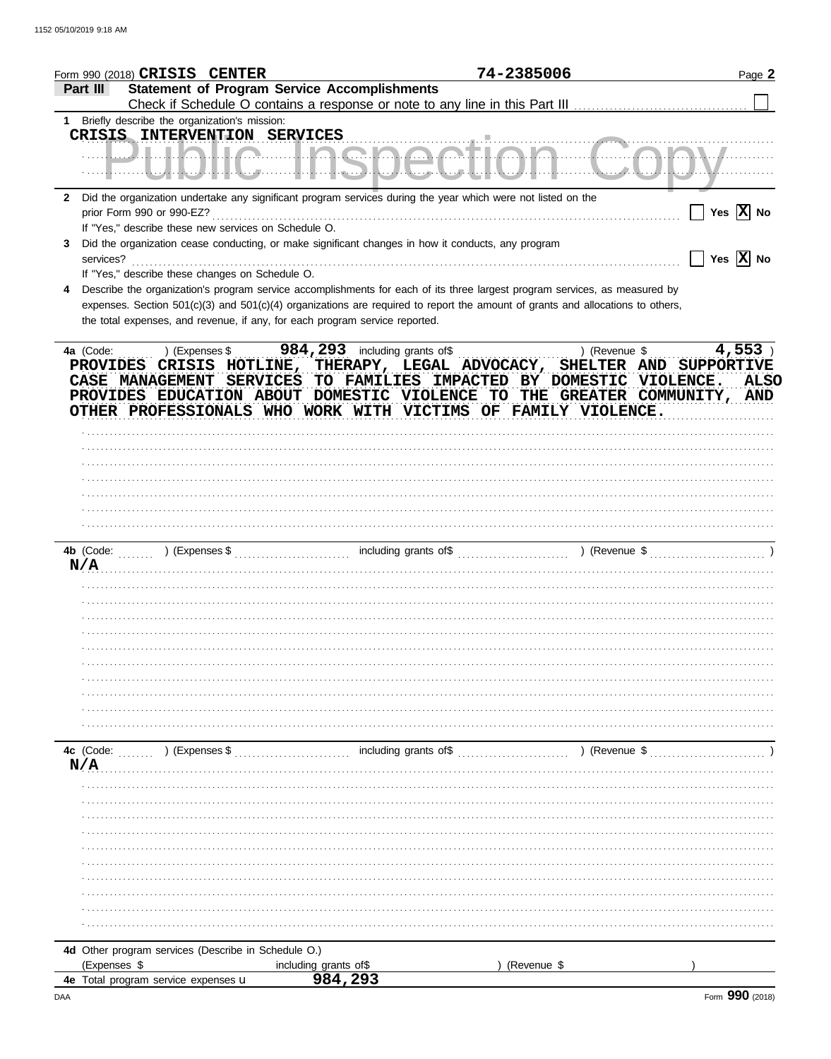Form 990 (2018) **CRISIS CENTER** **74-2385006**

**Part III** **Statement of Program Service Accomplishments**

Check if Schedule O contains a response or note to any line in this Part III [ ]

**1** Briefly describe the organization's mission:

CRISIS INTERVENTION SERVICES

Public Inspection Copy

**2** Did the organization undertake any significant program services during the year which were not listed on the prior Form 990 or 990-EZ? [ ] Yes [X] No

If "Yes," describe these new services on Schedule O.

**3** Did the organization cease conducting, or make significant changes in how it conducts, any program services? [ ] Yes [X] No

If "Yes," describe these changes on Schedule O.

**4** Describe the organization's program service accomplishments for each of its three largest program services, as measured by expenses. Section 501(c)(3) and 501(c)(4) organizations are required to report the amount of grants and allocations to others, the total expenses, and revenue, if any, for each program service reported.

**4a** (Code: ) (Expenses $ 984,293 including grants of$ ) (Revenue $ 4,553 )

PROVIDES CRISIS HOTLINE, THERAPY, LEGAL ADVOCACY, SHELTER AND SUPPORTIVE CASE MANAGEMENT SERVICES TO FAMILIES IMPACTED BY DOMESTIC VIOLENCE. ALSO PROVIDES EDUCATION ABOUT DOMESTIC VIOLENCE TO THE GREATER COMMUNITY, AND OTHER PROFESSIONALS WHO WORK WITH VICTIMS OF FAMILY VIOLENCE.

**4b** (Code: ) (Expenses $ including grants of$ ) (Revenue $ )

N/A

**4c** (Code: ) (Expenses $ including grants of$ ) (Revenue $ )

N/A

**4d** Other program services (Describe in Schedule O.)

(Expenses $ including grants of$ ) (Revenue $ )

**4e** Total program service expenses ► 984,293

Form **990** (2018)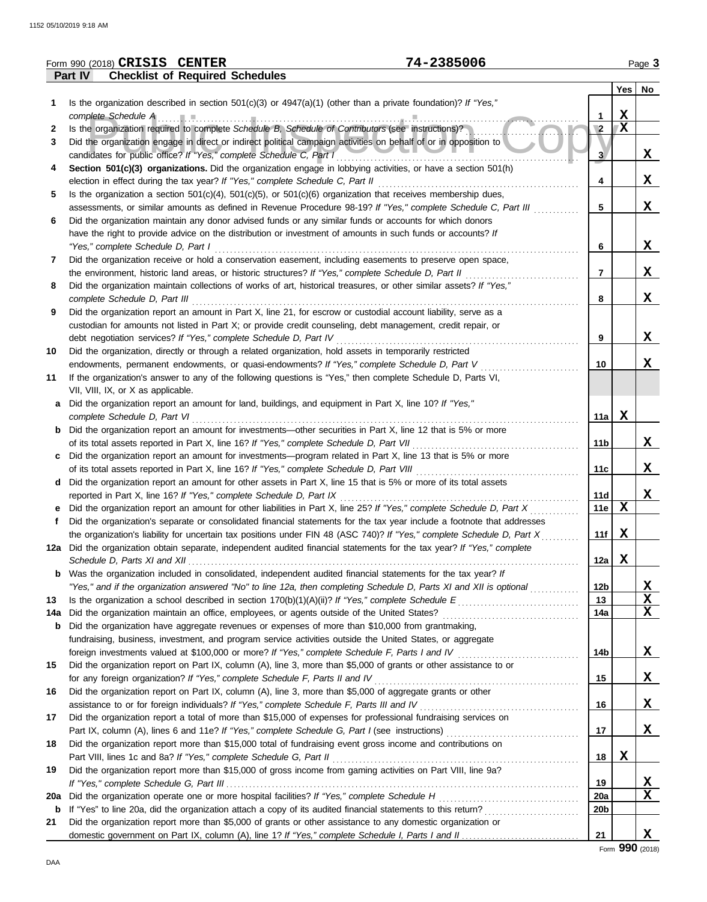Form 990 (2018) **CRISIS CENTER** 74-2385006

## Part IV Checklist of Required Schedules

| | | | Yes | No |
|---|---|---|---|---|
| 1 | Is the organization described in section 501(c)(3) or 4947(a)(1) (other than a private foundation)? *If "Yes," complete Schedule A* | 1 | X | |
| 2 | Is the organization required to complete *Schedule B, Schedule of Contributors* (see instructions)? | 2 | X | |
| 3 | Did the organization engage in direct or indirect political campaign activities on behalf of or in opposition to candidates for public office? *If "Yes," complete Schedule C, Part I* | 3 | | X |
| 4 | **Section 501(c)(3) organizations.** Did the organization engage in lobbying activities, or have a section 501(h) election in effect during the tax year? *If "Yes," complete Schedule C, Part II* | 4 | | X |
| 5 | Is the organization a section 501(c)(4), 501(c)(5), or 501(c)(6) organization that receives membership dues, assessments, or similar amounts as defined in Revenue Procedure 98-19? *If "Yes," complete Schedule C, Part III* | 5 | | X |
| 6 | Did the organization maintain any donor advised funds or any similar funds or accounts for which donors have the right to provide advice on the distribution or investment of amounts in such funds or accounts? *If "Yes," complete Schedule D, Part I* | 6 | | X |
| 7 | Did the organization receive or hold a conservation easement, including easements to preserve open space, the environment, historic land areas, or historic structures? *If "Yes," complete Schedule D, Part II* | 7 | | X |
| 8 | Did the organization maintain collections of works of art, historical treasures, or other similar assets? *If "Yes," complete Schedule D, Part III* | 8 | | X |
| 9 | Did the organization report an amount in Part X, line 21, for escrow or custodial account liability, serve as a custodian for amounts not listed in Part X; or provide credit counseling, debt management, credit repair, or debt negotiation services? *If "Yes," complete Schedule D, Part IV* | 9 | | X |
| 10 | Did the organization, directly or through a related organization, hold assets in temporarily restricted endowments, permanent endowments, or quasi-endowments? *If "Yes," complete Schedule D, Part V* | 10 | | X |
| 11 | If the organization's answer to any of the following questions is "Yes," then complete Schedule D, Parts VI, VII, VIII, IX, or X as applicable. | | | |
| a | Did the organization report an amount for land, buildings, and equipment in Part X, line 10? *If "Yes," complete Schedule D, Part VI* | 11a | X | |
| b | Did the organization report an amount for investments—other securities in Part X, line 12 that is 5% or more of its total assets reported in Part X, line 16? *If "Yes," complete Schedule D, Part VII* | 11b | | X |
| c | Did the organization report an amount for investments—program related in Part X, line 13 that is 5% or more of its total assets reported in Part X, line 16? *If "Yes," complete Schedule D, Part VIII* | 11c | | X |
| d | Did the organization report an amount for other assets in Part X, line 15 that is 5% or more of its total assets reported in Part X, line 16? *If "Yes," complete Schedule D, Part IX* | 11d | | X |
| e | Did the organization report an amount for other liabilities in Part X, line 25? *If "Yes," complete Schedule D, Part X* | 11e | X | |
| f | Did the organization's separate or consolidated financial statements for the tax year include a footnote that addresses the organization's liability for uncertain tax positions under FIN 48 (ASC 740)? *If "Yes," complete Schedule D, Part X* | 11f | X | |
| 12a | Did the organization obtain separate, independent audited financial statements for the tax year? *If "Yes," complete Schedule D, Parts XI and XII* | 12a | X | |
| b | Was the organization included in consolidated, independent audited financial statements for the tax year? *If "Yes," and if the organization answered "No" to line 12a, then completing Schedule D, Parts XI and XII is optional* | 12b | | X |
| 13 | Is the organization a school described in section 170(b)(1)(A)(ii)? *If "Yes," complete Schedule E* | 13 | | X |
| 14a | Did the organization maintain an office, employees, or agents outside of the United States? | 14a | | X |
| b | Did the organization have aggregate revenues or expenses of more than $10,000 from grantmaking, fundraising, business, investment, and program service activities outside the United States, or aggregate foreign investments valued at $100,000 or more? *If "Yes," complete Schedule F, Parts I and IV* | 14b | | X |
| 15 | Did the organization report on Part IX, column (A), line 3, more than $5,000 of grants or other assistance to or for any foreign organization? *If "Yes," complete Schedule F, Parts II and IV* | 15 | | X |
| 16 | Did the organization report on Part IX, column (A), line 3, more than $5,000 of aggregate grants or other assistance to or for foreign individuals? *If "Yes," complete Schedule F, Parts III and IV* | 16 | | X |
| 17 | Did the organization report a total of more than $15,000 of expenses for professional fundraising services on Part IX, column (A), lines 6 and 11e? *If "Yes," complete Schedule G, Part I* (see instructions) | 17 | | X |
| 18 | Did the organization report more than $15,000 total of fundraising event gross income and contributions on Part VIII, lines 1c and 8a? *If "Yes," complete Schedule G, Part II* | 18 | X | |
| 19 | Did the organization report more than $15,000 of gross income from gaming activities on Part VIII, line 9a? *If "Yes," complete Schedule G, Part III* | 19 | | X |
| 20a | Did the organization operate one or more hospital facilities? *If "Yes," complete Schedule H* | 20a | | X |
| b | If "Yes" to line 20a, did the organization attach a copy of its audited financial statements to this return? | 20b | | |
| 21 | Did the organization report more than $5,000 of grants or other assistance to any domestic organization or domestic government on Part IX, column (A), line 1? *If "Yes," complete Schedule I, Parts I and II* | 21 | | X |

Form **990** (2018)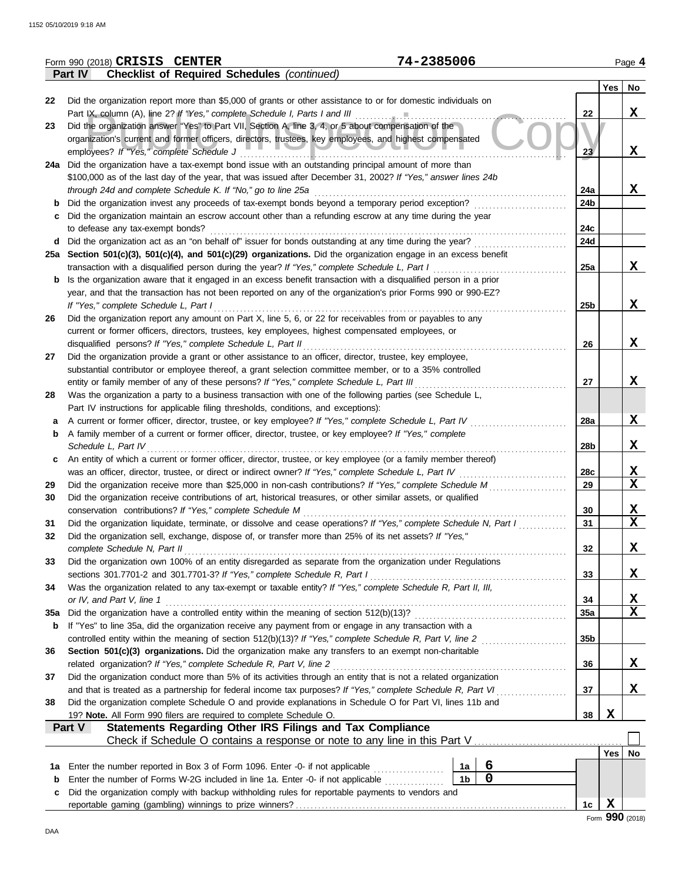Form 990 (2018) **CRISIS CENTER** **74-2385006**

## Part IV Checklist of Required Schedules *(continued)*

| | | | Yes | No |
|---|---|---|---|---|
| 22 | Did the organization report more than $5,000 of grants or other assistance to or for domestic individuals on Part IX, column (A), line 2? *If "Yes," complete Schedule I, Parts I and III* | 22 | | X |
| 23 | Did the organization answer "Yes" to Part VII, Section A, line 3, 4, or 5 about compensation of the organization's current and former officers, directors, trustees, key employees, and highest compensated employees? *If "Yes," complete Schedule J* | 23 | | X |
| 24a | Did the organization have a tax-exempt bond issue with an outstanding principal amount of more than $100,000 as of the last day of the year, that was issued after December 31, 2002? *If "Yes," answer lines 24b through 24d and complete Schedule K. If "No," go to line 25a* | 24a | | X |
| b | Did the organization invest any proceeds of tax-exempt bonds beyond a temporary period exception? | 24b | | |
| c | Did the organization maintain an escrow account other than a refunding escrow at any time during the year to defease any tax-exempt bonds? | 24c | | |
| d | Did the organization act as an "on behalf of" issuer for bonds outstanding at any time during the year? | 24d | | |
| 25a | **Section 501(c)(3), 501(c)(4), and 501(c)(29) organizations.** Did the organization engage in an excess benefit transaction with a disqualified person during the year? *If "Yes," complete Schedule L, Part I* | 25a | | X |
| b | Is the organization aware that it engaged in an excess benefit transaction with a disqualified person in a prior year, and that the transaction has not been reported on any of the organization's prior Forms 990 or 990-EZ? *If "Yes," complete Schedule L, Part I* | 25b | | X |
| 26 | Did the organization report any amount on Part X, line 5, 6, or 22 for receivables from or payables to any current or former officers, directors, trustees, key employees, highest compensated employees, or disqualified persons? *If "Yes," complete Schedule L, Part II* | 26 | | X |
| 27 | Did the organization provide a grant or other assistance to an officer, director, trustee, key employee, substantial contributor or employee thereof, a grant selection committee member, or to a 35% controlled entity or family member of any of these persons? *If "Yes," complete Schedule L, Part III* | 27 | | X |
| 28 | Was the organization a party to a business transaction with one of the following parties (see Schedule L, Part IV instructions for applicable filing thresholds, conditions, and exceptions): | | | |
| a | A current or former officer, director, trustee, or key employee? *If "Yes," complete Schedule L, Part IV* | 28a | | X |
| b | A family member of a current or former officer, director, trustee, or key employee? *If "Yes," complete Schedule L, Part IV* | 28b | | X |
| c | An entity of which a current or former officer, director, trustee, or key employee (or a family member thereof) was an officer, director, trustee, or direct or indirect owner? *If "Yes," complete Schedule L, Part IV* | 28c | | X |
| 29 | Did the organization receive more than $25,000 in non-cash contributions? *If "Yes," complete Schedule M* | 29 | | X |
| 30 | Did the organization receive contributions of art, historical treasures, or other similar assets, or qualified conservation contributions? *If "Yes," complete Schedule M* | 30 | | X |
| 31 | Did the organization liquidate, terminate, or dissolve and cease operations? *If "Yes," complete Schedule N, Part I* | 31 | | X |
| 32 | Did the organization sell, exchange, dispose of, or transfer more than 25% of its net assets? *If "Yes," complete Schedule N, Part II* | 32 | | X |
| 33 | Did the organization own 100% of an entity disregarded as separate from the organization under Regulations sections 301.7701-2 and 301.7701-3? *If "Yes," complete Schedule R, Part I* | 33 | | X |
| 34 | Was the organization related to any tax-exempt or taxable entity? *If "Yes," complete Schedule R, Part II, III, or IV, and Part V, line 1* | 34 | | X |
| 35a | Did the organization have a controlled entity within the meaning of section 512(b)(13)? | 35a | | X |
| b | If "Yes" to line 35a, did the organization receive any payment from or engage in any transaction with a controlled entity within the meaning of section 512(b)(13)? *If "Yes," complete Schedule R, Part V, line 2* | 35b | | |
| 36 | **Section 501(c)(3) organizations.** Did the organization make any transfers to an exempt non-charitable related organization? *If "Yes," complete Schedule R, Part V, line 2* | 36 | | X |
| 37 | Did the organization conduct more than 5% of its activities through an entity that is not a related organization and that is treated as a partnership for federal income tax purposes? *If "Yes," complete Schedule R, Part VI* | 37 | | X |
| 38 | Did the organization complete Schedule O and provide explanations in Schedule O for Part VI, lines 11b and 19? **Note.** All Form 990 filers are required to complete Schedule O. | 38 | X | |

## Part V Statements Regarding Other IRS Filings and Tax Compliance

Check if Schedule O contains a response or note to any line in this Part V ☐

| | | | | | Yes | No |
|---|---|---|---|---|---|---|
| 1a | Enter the number reported in Box 3 of Form 1096. Enter -0- if not applicable | 1a | 6 | | | |
| b | Enter the number of Forms W-2G included in line 1a. Enter -0- if not applicable | 1b | 0 | | | |
| c | Did the organization comply with backup withholding rules for reportable payments to vendors and reportable gaming (gambling) winnings to prize winners? | | | 1c | X | |

Form **990** (2018)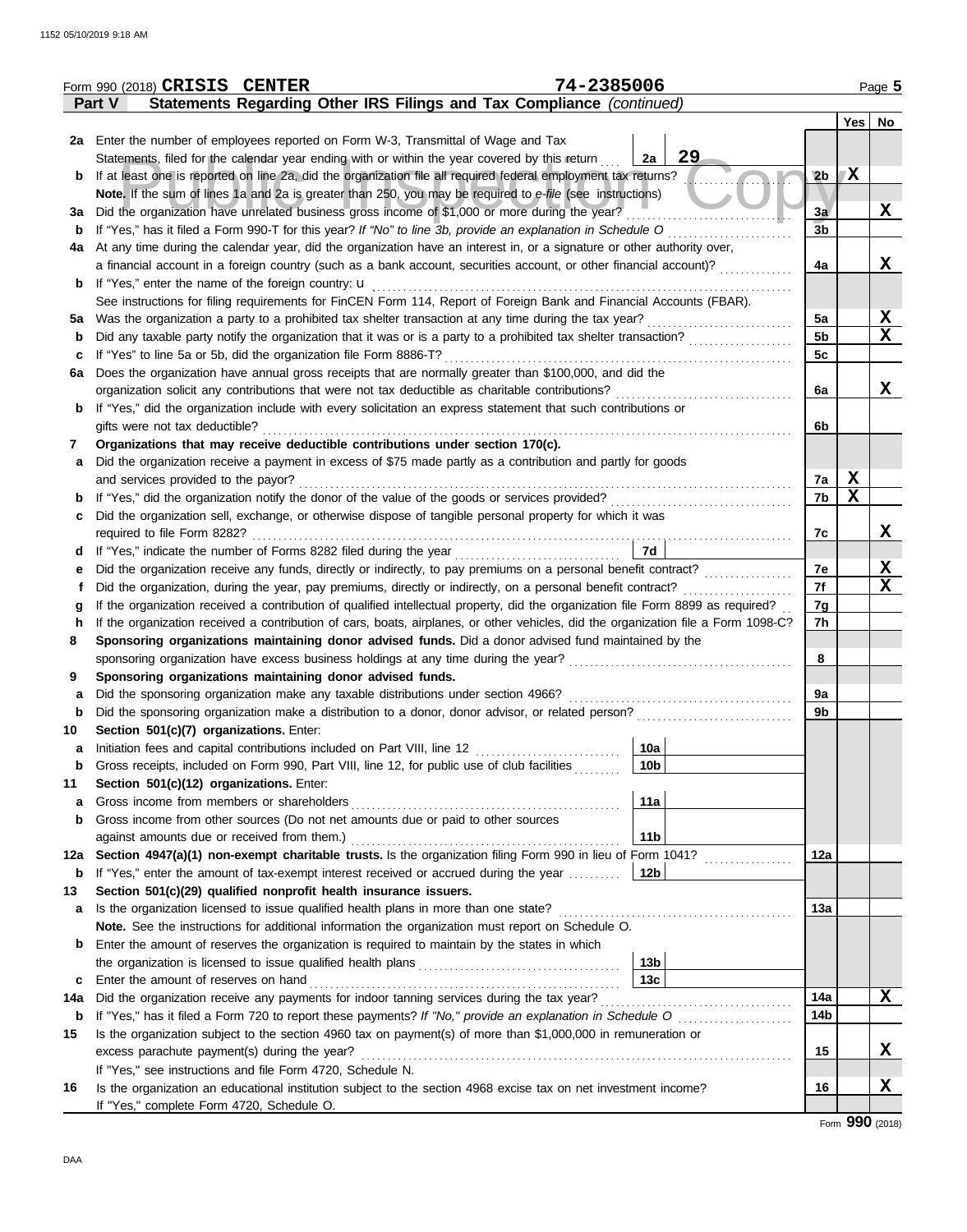Form 990 (2018) **CRISIS CENTER** 74-2385006

**Part V** **Statements Regarding Other IRS Filings and Tax Compliance** *(continued)*

| | | | | | Yes | No |
|---|---|---|---|---|---|---|
| **2a** | Enter the number of employees reported on Form W-3, Transmittal of Wage and Tax Statements, filed for the calendar year ending with or within the year covered by this return | 2a | 29 | | | |
| **b** | If at least one is reported on line 2a, did the organization file all required federal employment tax returns? | | | 2b | X | |
| | **Note.** If the sum of lines 1a and 2a is greater than 250, you may be required to *e-file* (see instructions) | | | | | |
| **3a** | Did the organization have unrelated business gross income of $1,000 or more during the year? | | | 3a | | X |
| **b** | If "Yes," has it filed a Form 990-T for this year? *If "No" to line 3b, provide an explanation in Schedule O* | | | 3b | | |
| **4a** | At any time during the calendar year, did the organization have an interest in, or a signature or other authority over, a financial account in a foreign country (such as a bank account, securities account, or other financial account)? | | | 4a | | X |
| **b** | If "Yes," enter the name of the foreign country: u | | | | | |
| | See instructions for filing requirements for FinCEN Form 114, Report of Foreign Bank and Financial Accounts (FBAR). | | | | | |
| **5a** | Was the organization a party to a prohibited tax shelter transaction at any time during the tax year? | | | 5a | | X |
| **b** | Did any taxable party notify the organization that it was or is a party to a prohibited tax shelter transaction? | | | 5b | | X |
| **c** | If "Yes" to line 5a or 5b, did the organization file Form 8886-T? | | | 5c | | |
| **6a** | Does the organization have annual gross receipts that are normally greater than $100,000, and did the organization solicit any contributions that were not tax deductible as charitable contributions? | | | 6a | | X |
| **b** | If "Yes," did the organization include with every solicitation an express statement that such contributions or gifts were not tax deductible? | | | 6b | | |
| **7** | **Organizations that may receive deductible contributions under section 170(c).** | | | | | |
| **a** | Did the organization receive a payment in excess of $75 made partly as a contribution and partly for goods and services provided to the payor? | | | 7a | X | |
| **b** | If "Yes," did the organization notify the donor of the value of the goods or services provided? | | | 7b | X | |
| **c** | Did the organization sell, exchange, or otherwise dispose of tangible personal property for which it was required to file Form 8282? | | | 7c | | X |
| **d** | If "Yes," indicate the number of Forms 8282 filed during the year | 7d | | | | |
| **e** | Did the organization receive any funds, directly or indirectly, to pay premiums on a personal benefit contract? | | | 7e | | X |
| **f** | Did the organization, during the year, pay premiums, directly or indirectly, on a personal benefit contract? | | | 7f | | X |
| **g** | If the organization received a contribution of qualified intellectual property, did the organization file Form 8899 as required? | | | 7g | | |
| **h** | If the organization received a contribution of cars, boats, airplanes, or other vehicles, did the organization file a Form 1098-C? | | | 7h | | |
| **8** | **Sponsoring organizations maintaining donor advised funds.** Did a donor advised fund maintained by the sponsoring organization have excess business holdings at any time during the year? | | | 8 | | |
| **9** | **Sponsoring organizations maintaining donor advised funds.** | | | | | |
| **a** | Did the sponsoring organization make any taxable distributions under section 4966? | | | 9a | | |
| **b** | Did the sponsoring organization make a distribution to a donor, donor advisor, or related person? | | | 9b | | |
| **10** | **Section 501(c)(7) organizations.** Enter: | | | | | |
| **a** | Initiation fees and capital contributions included on Part VIII, line 12 | 10a | | | | |
| **b** | Gross receipts, included on Form 990, Part VIII, line 12, for public use of club facilities | 10b | | | | |
| **11** | **Section 501(c)(12) organizations.** Enter: | | | | | |
| **a** | Gross income from members or shareholders | 11a | | | | |
| **b** | Gross income from other sources (Do not net amounts due or paid to other sources against amounts due or received from them.) | 11b | | | | |
| **12a** | **Section 4947(a)(1) non-exempt charitable trusts.** Is the organization filing Form 990 in lieu of Form 1041? | | | 12a | | |
| **b** | If "Yes," enter the amount of tax-exempt interest received or accrued during the year | 12b | | | | |
| **13** | **Section 501(c)(29) qualified nonprofit health insurance issuers.** | | | | | |
| **a** | Is the organization licensed to issue qualified health plans in more than one state? | | | 13a | | |
| | **Note.** See the instructions for additional information the organization must report on Schedule O. | | | | | |
| **b** | Enter the amount of reserves the organization is required to maintain by the states in which the organization is licensed to issue qualified health plans | 13b | | | | |
| **c** | Enter the amount of reserves on hand | 13c | | | | |
| **14a** | Did the organization receive any payments for indoor tanning services during the tax year? | | | 14a | | X |
| **b** | If "Yes," has it filed a Form 720 to report these payments? *If "No," provide an explanation in Schedule O* | | | 14b | | |
| **15** | Is the organization subject to the section 4960 tax on payment(s) of more than $1,000,000 in remuneration or excess parachute payment(s) during the year? | | | 15 | | X |
| | If "Yes," see instructions and file Form 4720, Schedule N. | | | | | |
| **16** | Is the organization an educational institution subject to the section 4968 excise tax on net investment income? | | | 16 | | X |
| | If "Yes," complete Form 4720, Schedule O. | | | | | |

Form **990** (2018)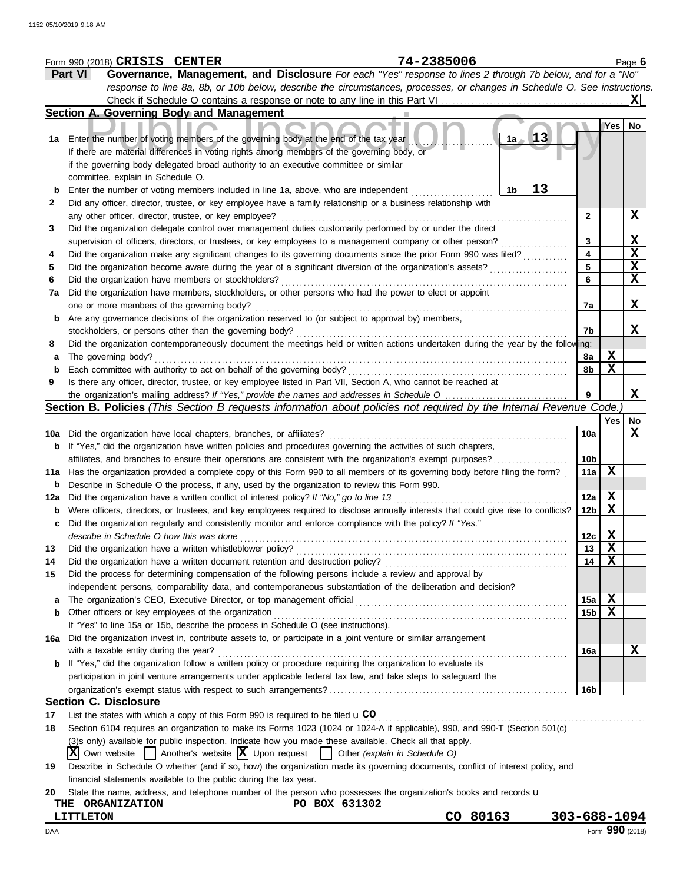Form 990 (2018) **CRISIS CENTER** **74-2385006**

## Part VI Governance, Management, and Disclosure

*For each "Yes" response to lines 2 through 7b below, and for a "No" response to line 8a, 8b, or 10b below, describe the circumstances, processes, or changes in Schedule O. See instructions.*

Check if Schedule O contains a response or note to any line in this Part VI .......... [X]

### Section A. Governing Body and Management

| | | | Yes | No |
|---|---|---|---|---|
| 1a | Enter the number of voting members of the governing body at the end of the tax year ... 1a: **13**<br>If there are material differences in voting rights among members of the governing body, or if the governing body delegated broad authority to an executive committee or similar committee, explain in Schedule O. | | | |
| b | Enter the number of voting members included in line 1a, above, who are independent ... 1b: **13** | | | |
| 2 | Did any officer, director, trustee, or key employee have a family relationship or a business relationship with any other officer, director, trustee, or key employee? | 2 | | X |
| 3 | Did the organization delegate control over management duties customarily performed by or under the direct supervision of officers, directors, or trustees, or key employees to a management company or other person? | 3 | | X |
| 4 | Did the organization make any significant changes to its governing documents since the prior Form 990 was filed? | 4 | | X |
| 5 | Did the organization become aware during the year of a significant diversion of the organization's assets? | 5 | | X |
| 6 | Did the organization have members or stockholders? | 6 | | X |
| 7a | Did the organization have members, stockholders, or other persons who had the power to elect or appoint one or more members of the governing body? | 7a | | X |
| b | Are any governance decisions of the organization reserved to (or subject to approval by) members, stockholders, or persons other than the governing body? | 7b | | X |
| 8 | Did the organization contemporaneously document the meetings held or written actions undertaken during the year by the following: | | | |
| a | The governing body? | 8a | X | |
| b | Each committee with authority to act on behalf of the governing body? | 8b | X | |
| 9 | Is there any officer, director, trustee, or key employee listed in Part VII, Section A, who cannot be reached at the organization's mailing address? *If "Yes," provide the names and addresses in Schedule O* | 9 | | X |

### Section B. Policies *(This Section B requests information about policies not required by the Internal Revenue Code.)*

| | | | Yes | No |
|---|---|---|---|---|
| 10a | Did the organization have local chapters, branches, or affiliates? | 10a | | X |
| b | If "Yes," did the organization have written policies and procedures governing the activities of such chapters, affiliates, and branches to ensure their operations are consistent with the organization's exempt purposes? | 10b | | |
| 11a | Has the organization provided a complete copy of this Form 990 to all members of its governing body before filing the form? | 11a | X | |
| b | Describe in Schedule O the process, if any, used by the organization to review this Form 990. | | | |
| 12a | Did the organization have a written conflict of interest policy? *If "No," go to line 13* | 12a | X | |
| b | Were officers, directors, or trustees, and key employees required to disclose annually interests that could give rise to conflicts? | 12b | X | |
| c | Did the organization regularly and consistently monitor and enforce compliance with the policy? *If "Yes," describe in Schedule O how this was done* | 12c | X | |
| 13 | Did the organization have a written whistleblower policy? | 13 | X | |
| 14 | Did the organization have a written document retention and destruction policy? | 14 | X | |
| 15 | Did the process for determining compensation of the following persons include a review and approval by independent persons, comparability data, and contemporaneous substantiation of the deliberation and decision? | | | |
| a | The organization's CEO, Executive Director, or top management official | 15a | X | |
| b | Other officers or key employees of the organization | 15b | X | |
| | If "Yes" to line 15a or 15b, describe the process in Schedule O (see instructions). | | | |
| 16a | Did the organization invest in, contribute assets to, or participate in a joint venture or similar arrangement with a taxable entity during the year? | 16a | | X |
| b | If "Yes," did the organization follow a written policy or procedure requiring the organization to evaluate its participation in joint venture arrangements under applicable federal tax law, and take steps to safeguard the organization's exempt status with respect to such arrangements? | 16b | | |

### Section C. Disclosure

17 List the states with which a copy of this Form 990 is required to be filed u **CO**

18 Section 6104 requires an organization to make its Forms 1023 (1024 or 1024-A if applicable), 990, and 990-T (Section 501(c)(3)s only) available for public inspection. Indicate how you made these available. Check all that apply.

[X] Own website [ ] Another's website [X] Upon request [ ] Other *(explain in Schedule O)*

19 Describe in Schedule O whether (and if so, how) the organization made its governing documents, conflict of interest policy, and financial statements available to the public during the tax year.

20 State the name, address, and telephone number of the person who possesses the organization's books and records u

**THE ORGANIZATION** **PO BOX 631302**
**LITTLETON** **CO 80163** **303-688-1094**

Form **990** (2018)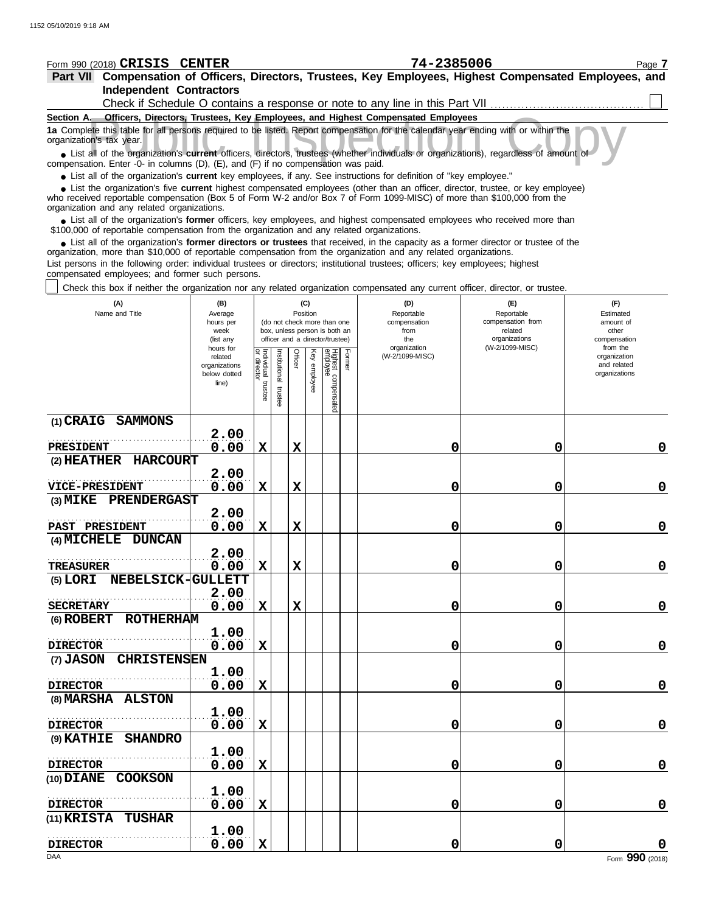Form 990 (2018) **CRISIS CENTER** **74-2385006** Page **7**

## Part VII Compensation of Officers, Directors, Trustees, Key Employees, Highest Compensated Employees, and Independent Contractors

Check if Schedule O contains a response or note to any line in this Part VII . . . . . . . . . . . . . . . . . . . . . . . . . . . . . . . . . . . . . . . . . .

### Section A. Officers, Directors, Trustees, Key Employees, and Highest Compensated Employees

**1a** Complete this table for all persons required to be listed. Report compensation for the calendar year ending with or within the organization's tax year.

- List all of the organization's **current** officers, directors, trustees (whether individuals or organizations), regardless of amount of compensation. Enter -0- in columns (D), (E), and (F) if no compensation was paid.
- List all of the organization's **current** key employees, if any. See instructions for definition of "key employee."
- List the organization's five **current** highest compensated employees (other than an officer, director, trustee, or key employee) who received reportable compensation (Box 5 of Form W-2 and/or Box 7 of Form 1099-MISC) of more than $100,000 from the organization and any related organizations.
- List all of the organization's **former** officers, key employees, and highest compensated employees who received more than $100,000 of reportable compensation from the organization and any related organizations.
- List all of the organization's **former directors or trustees** that received, in the capacity as a former director or trustee of the organization, more than $10,000 of reportable compensation from the organization and any related organizations.

List persons in the following order: individual trustees or directors; institutional trustees; officers; key employees; highest compensated employees; and former such persons.

Check this box if neither the organization nor any related organization compensated any current officer, director, or trustee.

| (A) Name and Title | (B) Average hours per week (list any hours for related organizations below dotted line) | (C) Position: Individual trustee or director | Institutional trustee | Officer | Key employee | Highest compensated employee | Former | (D) Reportable compensation from the organization (W-2/1099-MISC) | (E) Reportable compensation from related organizations (W-2/1099-MISC) | (F) Estimated amount of other compensation from the organization and related organizations |
|---|---|---|---|---|---|---|---|---|---|---|
| (1) CRAIG SAMMONS<br>PRESIDENT | 2.00<br>0.00 | X | | X | | | | 0 | 0 | 0 |
| (2) HEATHER HARCOURT<br>VICE-PRESIDENT | 2.00<br>0.00 | X | | X | | | | 0 | 0 | 0 |
| (3) MIKE PRENDERGAST<br>PAST PRESIDENT | 2.00<br>0.00 | X | | X | | | | 0 | 0 | 0 |
| (4) MICHELE DUNCAN<br>TREASURER | 2.00<br>0.00 | X | | X | | | | 0 | 0 | 0 |
| (5) LORI NEBELSICK-GULLETT<br>SECRETARY | 2.00<br>0.00 | X | | X | | | | 0 | 0 | 0 |
| (6) ROBERT ROTHERHAM<br>DIRECTOR | 1.00<br>0.00 | X | | | | | | 0 | 0 | 0 |
| (7) JASON CHRISTENSEN<br>DIRECTOR | 1.00<br>0.00 | X | | | | | | 0 | 0 | 0 |
| (8) MARSHA ALSTON<br>DIRECTOR | 1.00<br>0.00 | X | | | | | | 0 | 0 | 0 |
| (9) KATHIE SHANDRO<br>DIRECTOR | 1.00<br>0.00 | X | | | | | | 0 | 0 | 0 |
| (10) DIANE COOKSON<br>DIRECTOR | 1.00<br>0.00 | X | | | | | | 0 | 0 | 0 |
| (11) KRISTA TUSHAR<br>DIRECTOR | 1.00<br>0.00 | X | | | | | | 0 | 0 | 0 |

Form **990** (2018)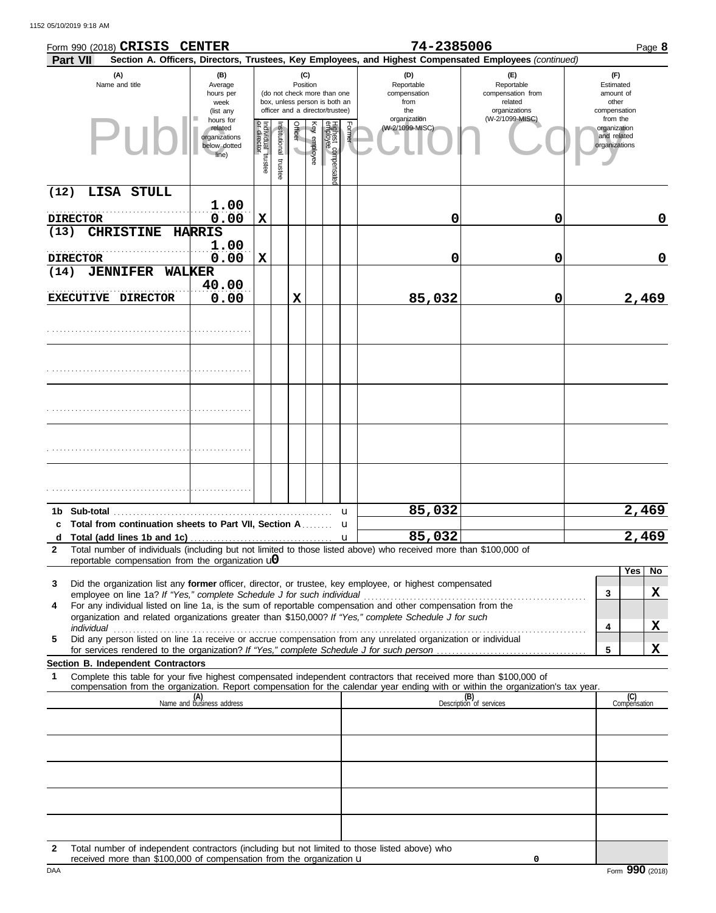Form 990 (2018) **CRISIS CENTER** **74-2385006** Page **8**

**Part VII** **Section A. Officers, Directors, Trustees, Key Employees, and Highest Compensated Employees** *(continued)*

| (A) Name and title | (B) Average hours per week (list any hours for related organizations below dotted line) | (C) Position: Individual trustee or director | Institutional trustee | Officer | Key employee | Highest compensated employee | Former | (D) Reportable compensation from the organization (W-2/1099-MISC) | (E) Reportable compensation from related organizations (W-2/1099-MISC) | (F) Estimated amount of other compensation from the organization and related organizations |
|---|---|---|---|---|---|---|---|---|---|---|
| (12) LISA STULL<br>DIRECTOR | 1.00<br>0.00 | X | | | | | | 0 | 0 | 0 |
| (13) CHRISTINE HARRIS<br>DIRECTOR | 1.00<br>0.00 | X | | | | | | 0 | 0 | 0 |
| (14) JENNIFER WALKER<br>EXECUTIVE DIRECTOR | 40.00<br>0.00 | | | X | | | | 85,032 | 0 | 2,469 |
| | | | | | | | | | | |
| | | | | | | | | | | |
| | | | | | | | | | | |
| | | | | | | | | | | |
| | | | | | | | | | | |

| | | (D) | (E) | (F) |
|---|---|---|---|---|
| 1b | Sub-total | 85,032 | | 2,469 |
| c | Total from continuation sheets to Part VII, Section A | | | |
| d | Total (add lines 1b and 1c) | 85,032 | | 2,469 |

**2** Total number of individuals (including but not limited to those listed above) who received more than $100,000 of reportable compensation from the organization u **0**

| | | | Yes | No |
|---|---|---|---|---|
| 3 | Did the organization list any **former** officer, director, or trustee, key employee, or highest compensated employee on line 1a? *If "Yes," complete Schedule J for such individual* | 3 | | X |
| 4 | For any individual listed on line 1a, is the sum of reportable compensation and other compensation from the organization and related organizations greater than $150,000? *If "Yes," complete Schedule J for such individual* | 4 | | X |
| 5 | Did any person listed on line 1a receive or accrue compensation from any unrelated organization or individual for services rendered to the organization? *If "Yes," complete Schedule J for such person* | 5 | | X |

**Section B. Independent Contractors**

**1** Complete this table for your five highest compensated independent contractors that received more than $100,000 of compensation from the organization. Report compensation for the calendar year ending with or within the organization's tax year.

| (A) Name and business address | (B) Description of services | (C) Compensation |
|---|---|---|
| | | |
| | | |
| | | |
| | | |
| | | |

**2** Total number of independent contractors (including but not limited to those listed above) who received more than $100,000 of compensation from the organization u 0

DAA Form **990** (2018)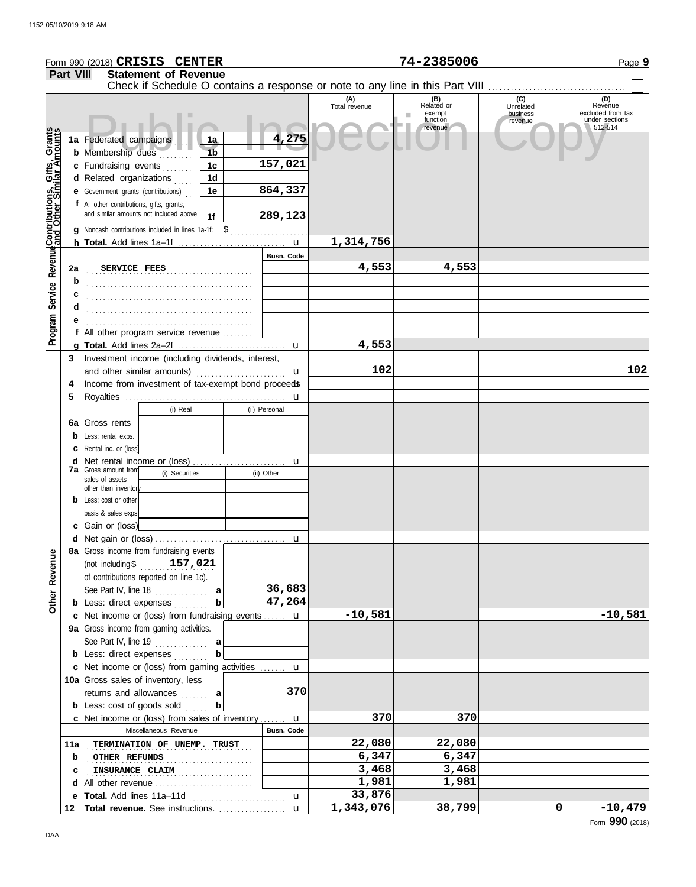Form 990 (2018) **CRISIS CENTER** **74-2385006**

## Part VIII Statement of Revenue

Check if Schedule O contains a response or note to any line in this Part VIII ☐

| | | | | (A) Total revenue | (B) Related or exempt function revenue | (C) Unrelated business revenue | (D) Revenue excluded from tax under sections 512-514 |
|---|---|---|---|---|---|---|---|
| **Contributions, Gifts, Grants and Other Similar Amounts** | 1a Federated campaigns | 1a | 4,275 | | | | |
| | b Membership dues | 1b | | | | | |
| | c Fundraising events | 1c | 157,021 | | | | |
| | d Related organizations | 1d | | | | | |
| | e Government grants (contributions) | 1e | 864,337 | | | | |
| | f All other contributions, gifts, grants, and similar amounts not included above | 1f | 289,123 | | | | |
| | g Noncash contributions included in lines 1a-1f: $ | | | | | | |
| | h **Total.** Add lines 1a–1f | | | 1,314,756 | | | |
| **Program Service Revenue** | | | Busn. Code | | | | |
| | 2a SERVICE FEES | | | 4,553 | 4,553 | | |
| | b | | | | | | |
| | c | | | | | | |
| | d | | | | | | |
| | e | | | | | | |
| | f All other program service revenue | | | | | | |
| | g **Total.** Add lines 2a–2f | | | 4,553 | | | |
| **Other Revenue** | 3 Investment income (including dividends, interest, and other similar amounts) | | | 102 | | | 102 |
| | 4 Income from investment of tax-exempt bond proceeds | | | | | | |
| | 5 Royalties | | | | | | |
| | | (i) Real | (ii) Personal | | | | |
| | 6a Gross rents | | | | | | |
| | b Less: rental exps. | | | | | | |
| | c Rental inc. or (loss) | | | | | | |
| | d Net rental income or (loss) | | | | | | |
| | | (i) Securities | (ii) Other | | | | |
| | 7a Gross amount from sales of assets other than inventory | | | | | | |
| | b Less: cost or other basis & sales exps. | | | | | | |
| | c Gain or (loss) | | | | | | |
| | d Net gain or (loss) | | | | | | |
| | 8a Gross income from fundraising events (not including $ 157,021 of contributions reported on line 1c). See Part IV, line 18 | a | 36,683 | | | | |
| | b Less: direct expenses | b | 47,264 | | | | |
| | c Net income or (loss) from fundraising events | | | -10,581 | | | -10,581 |
| | 9a Gross income from gaming activities. See Part IV, line 19 | a | | | | | |
| | b Less: direct expenses | b | | | | | |
| | c Net income or (loss) from gaming activities | | | | | | |
| | 10a Gross sales of inventory, less returns and allowances | a | 370 | | | | |
| | b Less: cost of goods sold | b | | | | | |
| | c Net income or (loss) from sales of inventory | | | 370 | 370 | | |
| | Miscellaneous Revenue | | Busn. Code | | | | |
| | 11a TERMINATION OF UNEMP. TRUST | | | 22,080 | 22,080 | | |
| | b OTHER REFUNDS | | | 6,347 | 6,347 | | |
| | c INSURANCE CLAIM | | | 3,468 | 3,468 | | |
| | d All other revenue | | | 1,981 | 1,981 | | |
| | e **Total.** Add lines 11a–11d | | | 33,876 | | | |
| | 12 **Total revenue.** See instructions. | | | 1,343,076 | 38,799 | 0 | -10,479 |

Form **990** (2018)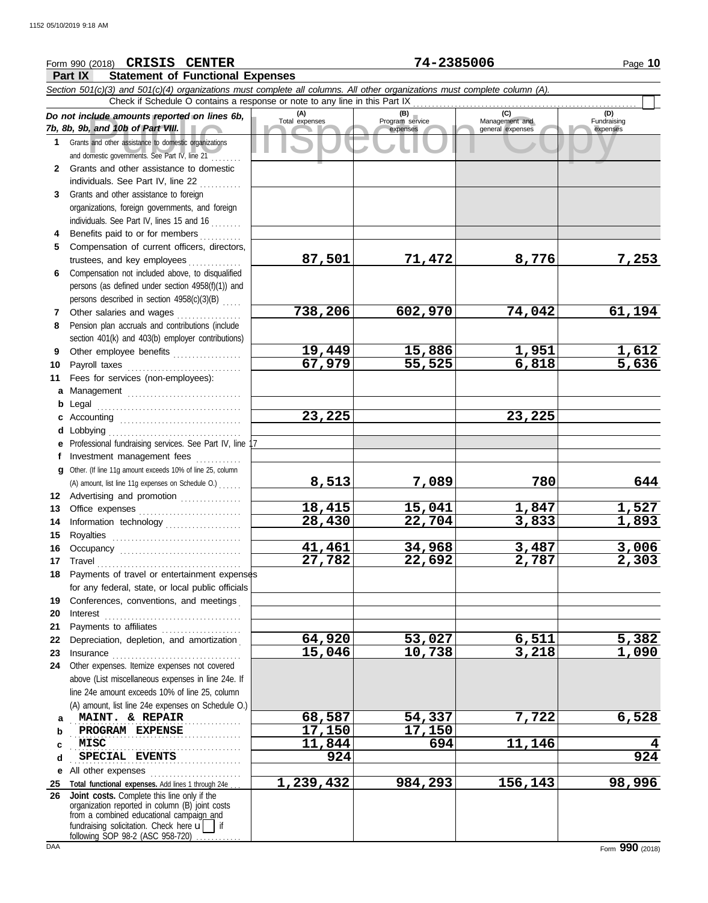Form 990 (2018) **CRISIS CENTER** **74-2385006**

**Part IX Statement of Functional Expenses**

*Section 501(c)(3) and 501(c)(4) organizations must complete all columns. All other organizations must complete column (A).*

Check if Schedule O contains a response or note to any line in this Part IX

| *Do not include amounts reported on lines 6b, 7b, 8b, 9b, and 10b of Part VIII.* | (A) Total expenses | (B) Program service expenses | (C) Management and general expenses | (D) Fundraising expenses |
|---|---|---|---|---|
| 1 Grants and other assistance to domestic organizations and domestic governments. See Part IV, line 21 | | | | |
| 2 Grants and other assistance to domestic individuals. See Part IV, line 22 | | | | |
| 3 Grants and other assistance to foreign organizations, foreign governments, and foreign individuals. See Part IV, lines 15 and 16 | | | | |
| 4 Benefits paid to or for members | | | | |
| 5 Compensation of current officers, directors, trustees, and key employees | 87,501 | 71,472 | 8,776 | 7,253 |
| 6 Compensation not included above, to disqualified persons (as defined under section 4958(f)(1)) and persons described in section 4958(c)(3)(B) | | | | |
| 7 Other salaries and wages | 738,206 | 602,970 | 74,042 | 61,194 |
| 8 Pension plan accruals and contributions (include section 401(k) and 403(b) employer contributions) | | | | |
| 9 Other employee benefits | 19,449 | 15,886 | 1,951 | 1,612 |
| 10 Payroll taxes | 67,979 | 55,525 | 6,818 | 5,636 |
| 11 Fees for services (non-employees): | | | | |
| a Management | | | | |
| b Legal | | | | |
| c Accounting | 23,225 | | 23,225 | |
| d Lobbying | | | | |
| e Professional fundraising services. See Part IV, line 17 | | | | |
| f Investment management fees | | | | |
| g Other. (If line 11g amount exceeds 10% of line 25, column (A) amount, list line 11g expenses on Schedule O.) | 8,513 | 7,089 | 780 | 644 |
| 12 Advertising and promotion | | | | |
| 13 Office expenses | 18,415 | 15,041 | 1,847 | 1,527 |
| 14 Information technology | 28,430 | 22,704 | 3,833 | 1,893 |
| 15 Royalties | | | | |
| 16 Occupancy | 41,461 | 34,968 | 3,487 | 3,006 |
| 17 Travel | 27,782 | 22,692 | 2,787 | 2,303 |
| 18 Payments of travel or entertainment expenses for any federal, state, or local public officials | | | | |
| 19 Conferences, conventions, and meetings | | | | |
| 20 Interest | | | | |
| 21 Payments to affiliates | | | | |
| 22 Depreciation, depletion, and amortization | 64,920 | 53,027 | 6,511 | 5,382 |
| 23 Insurance | 15,046 | 10,738 | 3,218 | 1,090 |
| 24 Other expenses. Itemize expenses not covered above (List miscellaneous expenses in line 24e. If line 24e amount exceeds 10% of line 25, column (A) amount, list line 24e expenses on Schedule O.) | | | | |
| a MAINT. & REPAIR | 68,587 | 54,337 | 7,722 | 6,528 |
| b PROGRAM EXPENSE | 17,150 | 17,150 | | |
| c MISC | 11,844 | 694 | 11,146 | 4 |
| d SPECIAL EVENTS | 924 | | | 924 |
| e All other expenses | | | | |
| 25 **Total functional expenses.** Add lines 1 through 24e | 1,239,432 | 984,293 | 156,143 | 98,996 |
| 26 **Joint costs.** Complete this line only if the organization reported in column (B) joint costs from a combined educational campaign and fundraising solicitation. Check here ☐ if following SOP 98-2 (ASC 958-720) | | | | |

Form **990** (2018)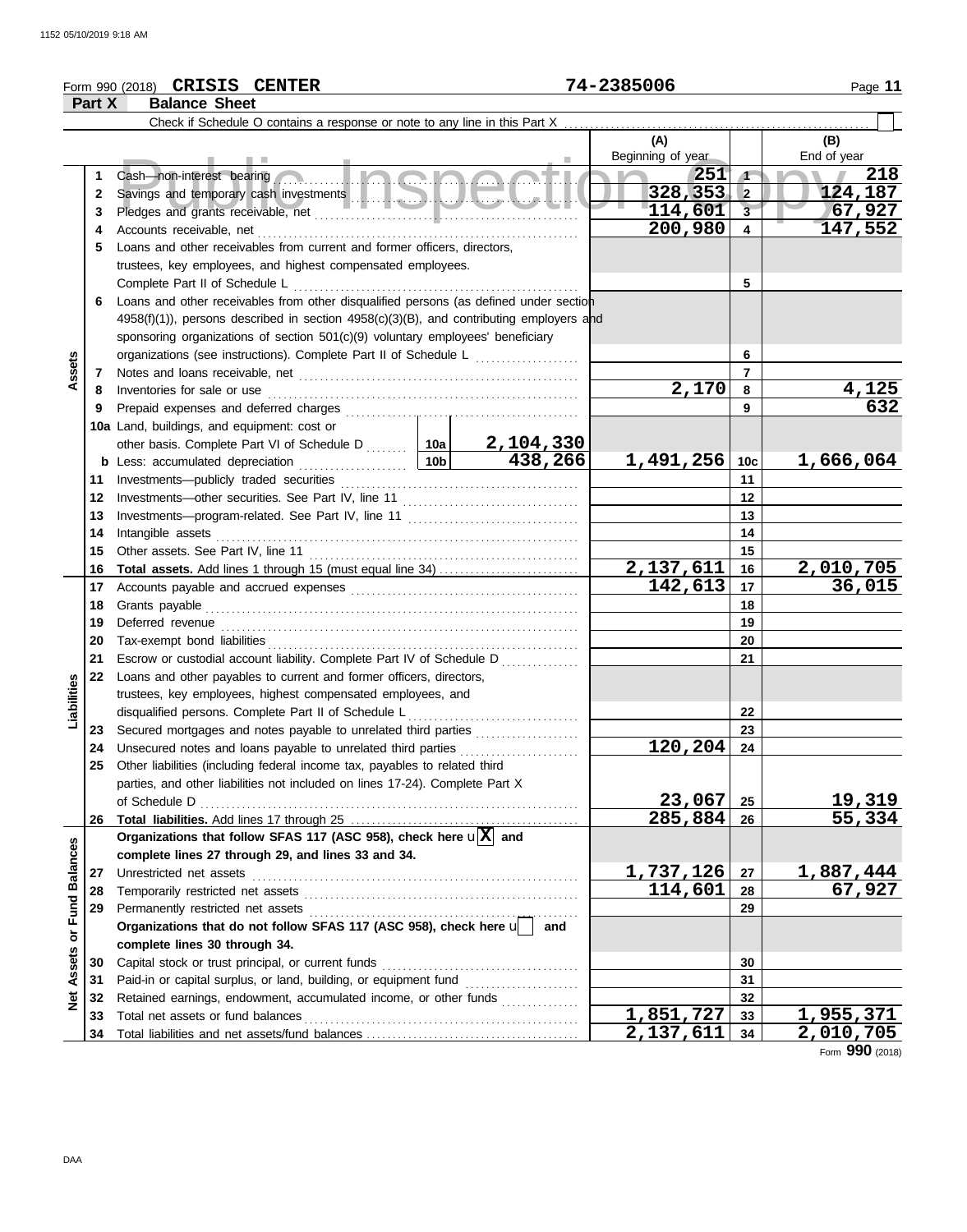Form 990 (2018) **CRISIS CENTER** 74-2385006

**Part X — Balance Sheet**

Check if Schedule O contains a response or note to any line in this Part X

| Section | Line | Description | (A) Beginning of year | Line | (B) End of year |
|---|---|---|---|---|---|
| Assets | 1 | Cash—non-interest bearing | 251 | 1 | 218 |
| | 2 | Savings and temporary cash investments | 328,353 | 2 | 124,187 |
| | 3 | Pledges and grants receivable, net | 114,601 | 3 | 67,927 |
| | 4 | Accounts receivable, net | 200,980 | 4 | 147,552 |
| | 5 | Loans and other receivables from current and former officers, directors, trustees, key employees, and highest compensated employees. Complete Part II of Schedule L | | 5 | |
| | 6 | Loans and other receivables from other disqualified persons (as defined under section 4958(f)(1)), persons described in section 4958(c)(3)(B), and contributing employers and sponsoring organizations of section 501(c)(9) voluntary employees' beneficiary organizations (see instructions). Complete Part II of Schedule L | | 6 | |
| | 7 | Notes and loans receivable, net | | 7 | |
| | 8 | Inventories for sale or use | 2,170 | 8 | 4,125 |
| | 9 | Prepaid expenses and deferred charges | | 9 | 632 |
| | 10a | Land, buildings, and equipment: cost or other basis. Complete Part VI of Schedule D — 10a: 2,104,330 | | | |
| | b | Less: accumulated depreciation — 10b: 438,266 | 1,491,256 | 10c | 1,666,064 |
| | 11 | Investments—publicly traded securities | | 11 | |
| | 12 | Investments—other securities. See Part IV, line 11 | | 12 | |
| | 13 | Investments—program-related. See Part IV, line 11 | | 13 | |
| | 14 | Intangible assets | | 14 | |
| | 15 | Other assets. See Part IV, line 11 | | 15 | |
| | 16 | **Total assets.** Add lines 1 through 15 (must equal line 34) | 2,137,611 | 16 | 2,010,705 |
| Liabilities | 17 | Accounts payable and accrued expenses | 142,613 | 17 | 36,015 |
| | 18 | Grants payable | | 18 | |
| | 19 | Deferred revenue | | 19 | |
| | 20 | Tax-exempt bond liabilities | | 20 | |
| | 21 | Escrow or custodial account liability. Complete Part IV of Schedule D | | 21 | |
| | 22 | Loans and other payables to current and former officers, directors, trustees, key employees, highest compensated employees, and disqualified persons. Complete Part II of Schedule L | | 22 | |
| | 23 | Secured mortgages and notes payable to unrelated third parties | | 23 | |
| | 24 | Unsecured notes and loans payable to unrelated third parties | 120,204 | 24 | |
| | 25 | Other liabilities (including federal income tax, payables to related third parties, and other liabilities not included on lines 17-24). Complete Part X of Schedule D | 23,067 | 25 | 19,319 |
| | 26 | **Total liabilities.** Add lines 17 through 25 | 285,884 | 26 | 55,334 |
| Net Assets or Fund Balances | | **Organizations that follow SFAS 117 (ASC 958), check here** [X] **and complete lines 27 through 29, and lines 33 and 34.** | | | |
| | 27 | Unrestricted net assets | 1,737,126 | 27 | 1,887,444 |
| | 28 | Temporarily restricted net assets | 114,601 | 28 | 67,927 |
| | 29 | Permanently restricted net assets | | 29 | |
| | | **Organizations that do not follow SFAS 117 (ASC 958), check here** [ ] **and complete lines 30 through 34.** | | | |
| | 30 | Capital stock or trust principal, or current funds | | 30 | |
| | 31 | Paid-in or capital surplus, or land, building, or equipment fund | | 31 | |
| | 32 | Retained earnings, endowment, accumulated income, or other funds | | 32 | |
| | 33 | Total net assets or fund balances | 1,851,727 | 33 | 1,955,371 |
| | 34 | Total liabilities and net assets/fund balances | 2,137,611 | 34 | 2,010,705 |

Form **990** (2018)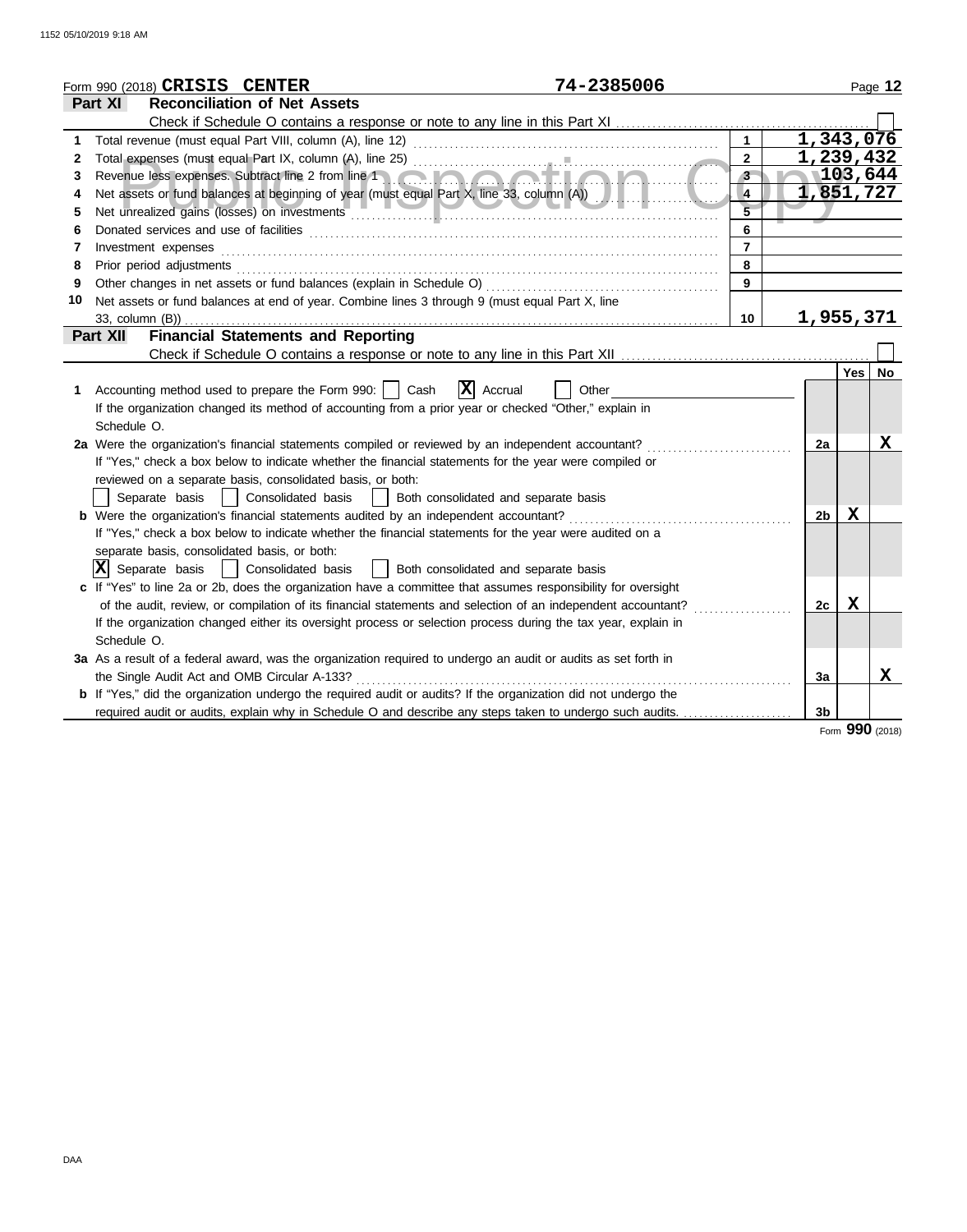Form 990 (2018) **CRISIS CENTER** **74-2385006**

## Part XI Reconciliation of Net Assets

Check if Schedule O contains a response or note to any line in this Part XI ☐

| | | | |
|---|---|---|---|
| 1 | Total revenue (must equal Part VIII, column (A), line 12) | 1 | 1,343,076 |
| 2 | Total expenses (must equal Part IX, column (A), line 25) | 2 | 1,239,432 |
| 3 | Revenue less expenses. Subtract line 2 from line 1 | 3 | 103,644 |
| 4 | Net assets or fund balances at beginning of year (must equal Part X, line 33, column (A)) | 4 | 1,851,727 |
| 5 | Net unrealized gains (losses) on investments | 5 | |
| 6 | Donated services and use of facilities | 6 | |
| 7 | Investment expenses | 7 | |
| 8 | Prior period adjustments | 8 | |
| 9 | Other changes in net assets or fund balances (explain in Schedule O) | 9 | |
| 10 | Net assets or fund balances at end of year. Combine lines 3 through 9 (must equal Part X, line 33, column (B)) | 10 | 1,955,371 |

## Part XII Financial Statements and Reporting

Check if Schedule O contains a response or note to any line in this Part XII ☐

| | | | Yes | No |
|---|---|---|---|---|
| **1** | Accounting method used to prepare the Form 990: ☐ Cash ☒ Accrual ☐ Other<br>If the organization changed its method of accounting from a prior year or checked "Other," explain in Schedule O. | | | |
| **2a** | Were the organization's financial statements compiled or reviewed by an independent accountant?<br>If "Yes," check a box below to indicate whether the financial statements for the year were compiled or reviewed on a separate basis, consolidated basis, or both:<br>☐ Separate basis ☐ Consolidated basis ☐ Both consolidated and separate basis | 2a | | X |
| **b** | Were the organization's financial statements audited by an independent accountant?<br>If "Yes," check a box below to indicate whether the financial statements for the year were audited on a separate basis, consolidated basis, or both:<br>☒ Separate basis ☐ Consolidated basis ☐ Both consolidated and separate basis | 2b | X | |
| **c** | If "Yes" to line 2a or 2b, does the organization have a committee that assumes responsibility for oversight of the audit, review, or compilation of its financial statements and selection of an independent accountant?<br>If the organization changed either its oversight process or selection process during the tax year, explain in Schedule O. | 2c | X | |
| **3a** | As a result of a federal award, was the organization required to undergo an audit or audits as set forth in the Single Audit Act and OMB Circular A-133? | 3a | | X |
| **b** | If "Yes," did the organization undergo the required audit or audits? If the organization did not undergo the required audit or audits, explain why in Schedule O and describe any steps taken to undergo such audits. | 3b | | |

Form **990** (2018)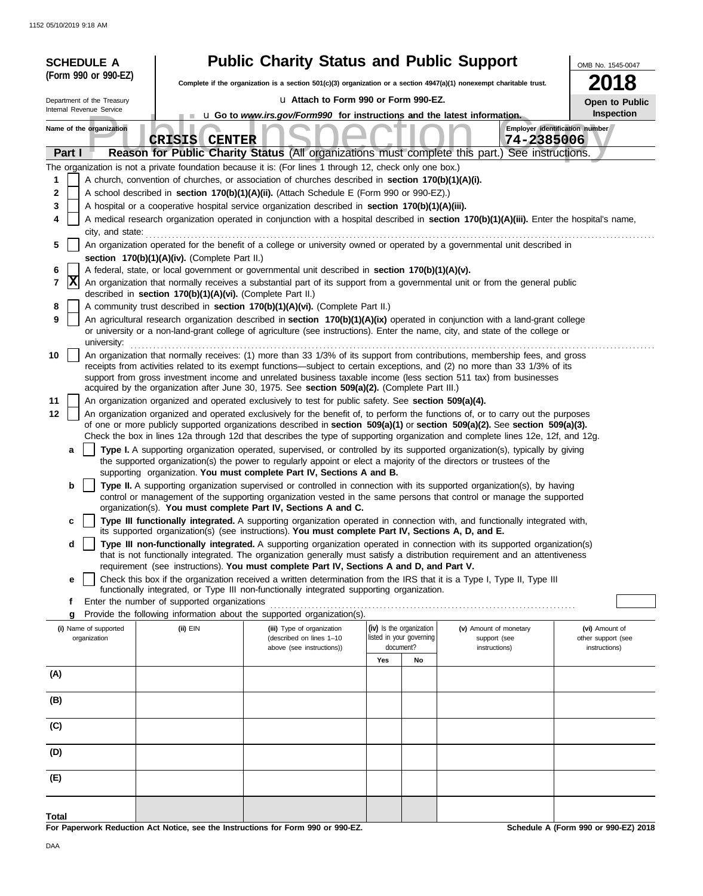**SCHEDULE A (Form 990 or 990-EZ)**

Department of the Treasury
Internal Revenue Service

# Public Charity Status and Public Support

**Complete if the organization is a section 501(c)(3) organization or a section 4947(a)(1) nonexempt charitable trust.**

u **Attach to Form 990 or Form 990-EZ.**

u **Go to *www.irs.gov/Form990* for instructions and the latest information.**

OMB No. 1545-0047

**2018**

**Open to Public Inspection**

Name of the organization: **CRISIS CENTER**

Employer identification number: **74-2385006**

## Part I — Reason for Public Charity Status (All organizations must complete this part.) See instructions.

The organization is not a private foundation because it is: (For lines 1 through 12, check only one box.)

1. [ ] A church, convention of churches, or association of churches described in **section 170(b)(1)(A)(i).**
2. [ ] A school described in **section 170(b)(1)(A)(ii).** (Attach Schedule E (Form 990 or 990-EZ).)
3. [ ] A hospital or a cooperative hospital service organization described in **section 170(b)(1)(A)(iii).**
4. [ ] A medical research organization operated in conjunction with a hospital described in **section 170(b)(1)(A)(iii).** Enter the hospital's name, city, and state:
5. [ ] An organization operated for the benefit of a college or university owned or operated by a governmental unit described in **section 170(b)(1)(A)(iv).** (Complete Part II.)
6. [ ] A federal, state, or local government or governmental unit described in **section 170(b)(1)(A)(v).**
7. [X] An organization that normally receives a substantial part of its support from a governmental unit or from the general public described in **section 170(b)(1)(A)(vi).** (Complete Part II.)
8. [ ] A community trust described in **section 170(b)(1)(A)(vi).** (Complete Part II.)
9. [ ] An agricultural research organization described in **section 170(b)(1)(A)(ix)** operated in conjunction with a land-grant college or university or a non-land-grant college of agriculture (see instructions). Enter the name, city, and state of the college or university:
10. [ ] An organization that normally receives: (1) more than 33 1/3% of its support from contributions, membership fees, and gross receipts from activities related to its exempt functions—subject to certain exceptions, and (2) no more than 33 1/3% of its support from gross investment income and unrelated business taxable income (less section 511 tax) from businesses acquired by the organization after June 30, 1975. See **section 509(a)(2).** (Complete Part III.)
11. [ ] An organization organized and operated exclusively to test for public safety. See **section 509(a)(4).**
12. [ ] An organization organized and operated exclusively for the benefit of, to perform the functions of, or to carry out the purposes of one or more publicly supported organizations described in **section 509(a)(1)** or **section 509(a)(2).** See **section 509(a)(3).** Check the box in lines 12a through 12d that describes the type of supporting organization and complete lines 12e, 12f, and 12g.

   **a** [ ] **Type I.** A supporting organization operated, supervised, or controlled by its supported organization(s), typically by giving the supported organization(s) the power to regularly appoint or elect a majority of the directors or trustees of the supporting organization. **You must complete Part IV, Sections A and B.**

   **b** [ ] **Type II.** A supporting organization supervised or controlled in connection with its supported organization(s), by having control or management of the supporting organization vested in the same persons that control or manage the supported organization(s). **You must complete Part IV, Sections A and C.**

   **c** [ ] **Type III functionally integrated.** A supporting organization operated in connection with, and functionally integrated with, its supported organization(s) (see instructions). **You must complete Part IV, Sections A, D, and E.**

   **d** [ ] **Type III non-functionally integrated.** A supporting organization operated in connection with its supported organization(s) that is not functionally integrated. The organization generally must satisfy a distribution requirement and an attentiveness requirement (see instructions). **You must complete Part IV, Sections A and D, and Part V.**

   **e** [ ] Check this box if the organization received a written determination from the IRS that it is a Type I, Type II, Type III functionally integrated, or Type III non-functionally integrated supporting organization.

   **f** Enter the number of supported organizations

   **g** Provide the following information about the supported organization(s).

| (i) Name of supported organization | (ii) EIN | (iii) Type of organization (described on lines 1–10 above (see instructions)) | (iv) Is the organization listed in your governing document? | | (v) Amount of monetary support (see instructions) | (vi) Amount of other support (see instructions) |
|---|---|---|---|---|---|---|
| | | | Yes | No | | |
| (A) | | | | | | |
| (B) | | | | | | |
| (C) | | | | | | |
| (D) | | | | | | |
| (E) | | | | | | |
| Total | | | | | | |

**For Paperwork Reduction Act Notice, see the Instructions for Form 990 or 990-EZ.**

**Schedule A (Form 990 or 990-EZ) 2018**

DAA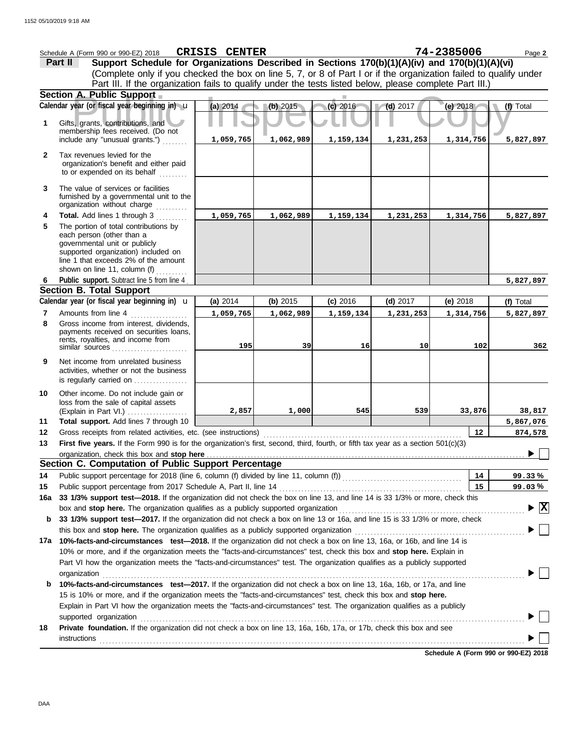Schedule A (Form 990 or 990-EZ) 2018 **CRISIS CENTER** **74-2385006** Page **2**

**Part II** **Support Schedule for Organizations Described in Sections 170(b)(1)(A)(iv) and 170(b)(1)(A)(vi)**
(Complete only if you checked the box on line 5, 7, or 8 of Part I or if the organization failed to qualify under Part III. If the organization fails to qualify under the tests listed below, please complete Part III.)

**Section A. Public Support**

| | Calendar year (or fiscal year beginning in) | (a) 2014 | (b) 2015 | (c) 2016 | (d) 2017 | (e) 2018 | (f) Total |
|---|---|---|---|---|---|---|---|
| 1 | Gifts, grants, contributions, and membership fees received. (Do not include any "unusual grants.") | 1,059,765 | 1,062,989 | 1,159,134 | 1,231,253 | 1,314,756 | 5,827,897 |
| 2 | Tax revenues levied for the organization's benefit and either paid to or expended on its behalf | | | | | | |
| 3 | The value of services or facilities furnished by a governmental unit to the organization without charge | | | | | | |
| 4 | **Total.** Add lines 1 through 3 | 1,059,765 | 1,062,989 | 1,159,134 | 1,231,253 | 1,314,756 | 5,827,897 |
| 5 | The portion of total contributions by each person (other than a governmental unit or publicly supported organization) included on line 1 that exceeds 2% of the amount shown on line 11, column (f) | | | | | | |
| 6 | **Public support.** Subtract line 5 from line 4 | | | | | | 5,827,897 |

**Section B. Total Support**

| | Calendar year (or fiscal year beginning in) | (a) 2014 | (b) 2015 | (c) 2016 | (d) 2017 | (e) 2018 | (f) Total |
|---|---|---|---|---|---|---|---|
| 7 | Amounts from line 4 | 1,059,765 | 1,062,989 | 1,159,134 | 1,231,253 | 1,314,756 | 5,827,897 |
| 8 | Gross income from interest, dividends, payments received on securities loans, rents, royalties, and income from similar sources | 195 | 39 | 16 | 10 | 102 | 362 |
| 9 | Net income from unrelated business activities, whether or not the business is regularly carried on | | | | | | |
| 10 | Other income. Do not include gain or loss from the sale of capital assets (Explain in Part VI.) | 2,857 | 1,000 | 545 | 539 | 33,876 | 38,817 |
| 11 | **Total support.** Add lines 7 through 10 | | | | | | 5,867,076 |
| 12 | Gross receipts from related activities, etc. (see instructions) | | | | | 12 | 874,578 |

**13** **First five years.** If the Form 990 is for the organization's first, second, third, fourth, or fifth tax year as a section 501(c)(3) organization, check this box and **stop here** ☐

**Section C. Computation of Public Support Percentage**

| | | | |
|---|---|---|---|
| 14 | Public support percentage for 2018 (line 6, column (f) divided by line 11, column (f)) | 14 | 99.33 % |
| 15 | Public support percentage from 2017 Schedule A, Part II, line 14 | 15 | 99.03 % |

**16a** **33 1/3% support test—2018.** If the organization did not check the box on line 13, and line 14 is 33 1/3% or more, check this box and **stop here.** The organization qualifies as a publicly supported organization ☒

**b** **33 1/3% support test—2017.** If the organization did not check a box on line 13 or 16a, and line 15 is 33 1/3% or more, check this box and **stop here.** The organization qualifies as a publicly supported organization ☐

**17a** **10%-facts-and-circumstances test—2018.** If the organization did not check a box on line 13, 16a, or 16b, and line 14 is 10% or more, and if the organization meets the "facts-and-circumstances" test, check this box and **stop here.** Explain in Part VI how the organization meets the "facts-and-circumstances" test. The organization qualifies as a publicly supported organization ☐

**b** **10%-facts-and-circumstances test—2017.** If the organization did not check a box on line 13, 16a, 16b, or 17a, and line 15 is 10% or more, and if the organization meets the "facts-and-circumstances" test, check this box and **stop here.** Explain in Part VI how the organization meets the "facts-and-circumstances" test. The organization qualifies as a publicly supported organization ☐

**18** **Private foundation.** If the organization did not check a box on line 13, 16a, 16b, 17a, or 17b, check this box and see instructions ☐

**Schedule A (Form 990 or 990-EZ) 2018**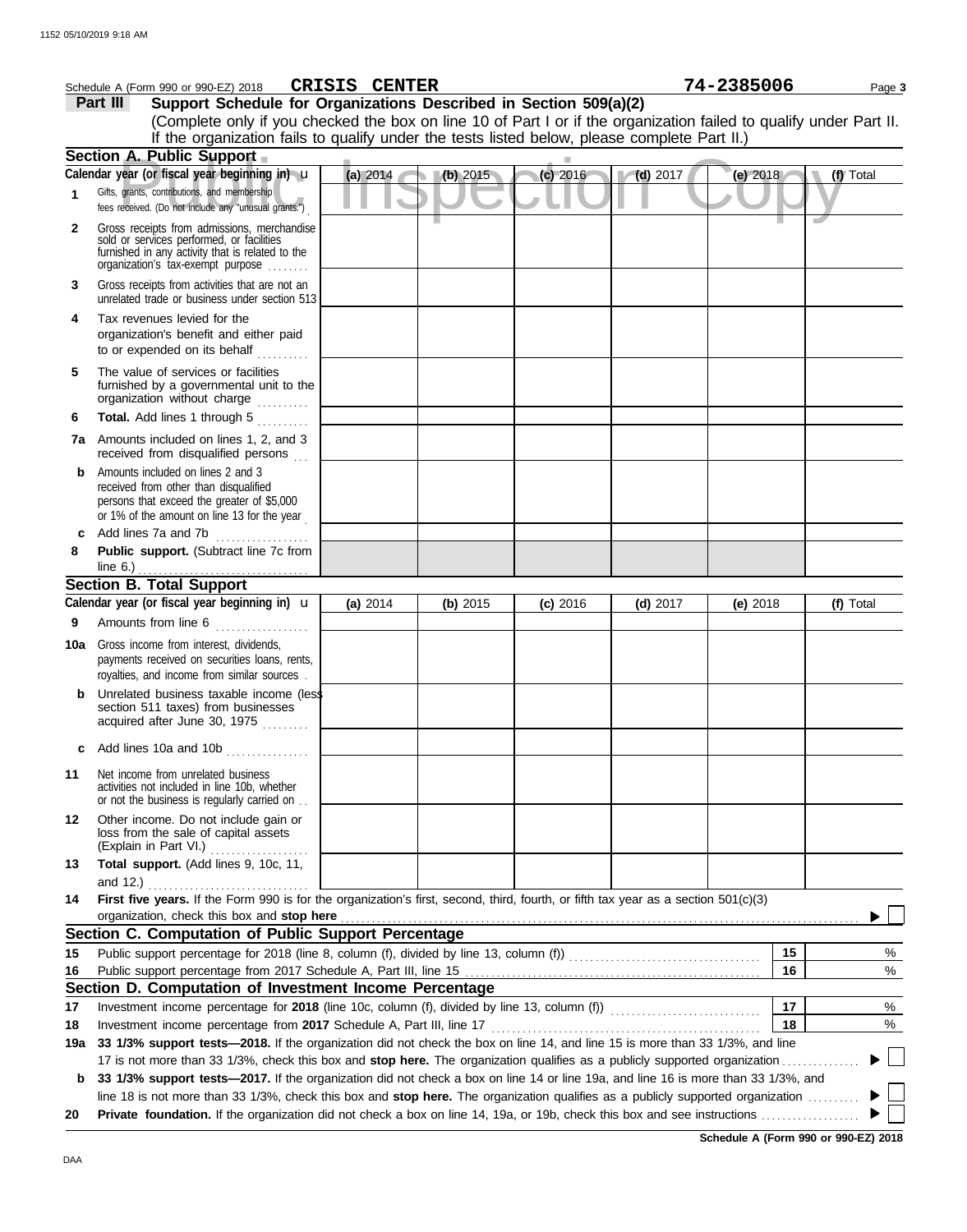Schedule A (Form 990 or 990-EZ) 2018 **CRISIS CENTER** **74-2385006** Page **3**

**Part III** **Support Schedule for Organizations Described in Section 509(a)(2)**

(Complete only if you checked the box on line 10 of Part I or if the organization failed to qualify under Part II. If the organization fails to qualify under the tests listed below, please complete Part II.)

### Section A. Public Support

| Calendar year (or fiscal year beginning in) u | (a) 2014 | (b) 2015 | (c) 2016 | (d) 2017 | (e) 2018 | (f) Total |
|---|---|---|---|---|---|---|
| **1** Gifts, grants, contributions, and membership fees received. (Do not include any "unusual grants.") | | | | | | |
| **2** Gross receipts from admissions, merchandise sold or services performed, or facilities furnished in any activity that is related to the organization's tax-exempt purpose | | | | | | |
| **3** Gross receipts from activities that are not an unrelated trade or business under section 513 | | | | | | |
| **4** Tax revenues levied for the organization's benefit and either paid to or expended on its behalf | | | | | | |
| **5** The value of services or facilities furnished by a governmental unit to the organization without charge | | | | | | |
| **6** **Total.** Add lines 1 through 5 | | | | | | |
| **7a** Amounts included on lines 1, 2, and 3 received from disqualified persons | | | | | | |
| **b** Amounts included on lines 2 and 3 received from other than disqualified persons that exceed the greater of $5,000 or 1% of the amount on line 13 for the year | | | | | | |
| **c** Add lines 7a and 7b | | | | | | |
| **8** **Public support.** (Subtract line 7c from line 6.) | | | | | | |

### Section B. Total Support

| Calendar year (or fiscal year beginning in) u | (a) 2014 | (b) 2015 | (c) 2016 | (d) 2017 | (e) 2018 | (f) Total |
|---|---|---|---|---|---|---|
| **9** Amounts from line 6 | | | | | | |
| **10a** Gross income from interest, dividends, payments received on securities loans, rents, royalties, and income from similar sources | | | | | | |
| **b** Unrelated business taxable income (less section 511 taxes) from businesses acquired after June 30, 1975 | | | | | | |
| **c** Add lines 10a and 10b | | | | | | |
| **11** Net income from unrelated business activities not included in line 10b, whether or not the business is regularly carried on | | | | | | |
| **12** Other income. Do not include gain or loss from the sale of capital assets (Explain in Part VI.) | | | | | | |
| **13** **Total support.** (Add lines 9, 10c, 11, and 12.) | | | | | | |

**14** **First five years.** If the Form 990 is for the organization's first, second, third, fourth, or fifth tax year as a section 501(c)(3) organization, check this box and **stop here** ▶ ☐

### Section C. Computation of Public Support Percentage

| | | | |
|---|---|---|---|
| **15** | Public support percentage for 2018 (line 8, column (f), divided by line 13, column (f)) | 15 | % |
| **16** | Public support percentage from 2017 Schedule A, Part III, line 15 | 16 | % |

### Section D. Computation of Investment Income Percentage

| | | | |
|---|---|---|---|
| **17** | Investment income percentage for **2018** (line 10c, column (f), divided by line 13, column (f)) | 17 | % |
| **18** | Investment income percentage from **2017** Schedule A, Part III, line 17 | 18 | % |

**19a** **33 1/3% support tests—2018.** If the organization did not check the box on line 14, and line 15 is more than 33 1/3%, and line 17 is not more than 33 1/3%, check this box and **stop here.** The organization qualifies as a publicly supported organization ▶ ☐

**b** **33 1/3% support tests—2017.** If the organization did not check a box on line 14 or line 19a, and line 16 is more than 33 1/3%, and line 18 is not more than 33 1/3%, check this box and **stop here.** The organization qualifies as a publicly supported organization ▶ ☐

**20** **Private foundation.** If the organization did not check a box on line 14, 19a, or 19b, check this box and see instructions ▶ ☐

**Schedule A (Form 990 or 990-EZ) 2018**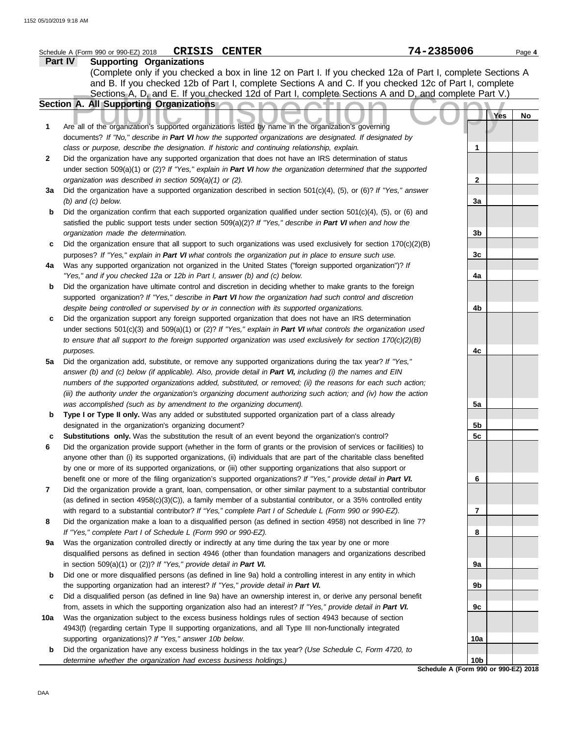Schedule A (Form 990 or 990-EZ) 2018 **CRISIS CENTER** 74-2385006 Page **4**

## Part IV Supporting Organizations

(Complete only if you checked a box in line 12 on Part I. If you checked 12a of Part I, complete Sections A and B. If you checked 12b of Part I, complete Sections A and C. If you checked 12c of Part I, complete Sections A, D, and E. If you checked 12d of Part I, complete Sections A and D, and complete Part V.)

### Section A. All Supporting Organizations

| | | | Yes | No |
|---|---|---|---|---|
| **1** | Are all of the organization's supported organizations listed by name in the organization's governing documents? *If "No," describe in **Part VI** how the supported organizations are designated. If designated by class or purpose, describe the designation. If historic and continuing relationship, explain.* | 1 | | |
| **2** | Did the organization have any supported organization that does not have an IRS determination of status under section 509(a)(1) or (2)? *If "Yes," explain in **Part VI** how the organization determined that the supported organization was described in section 509(a)(1) or (2).* | 2 | | |
| **3a** | Did the organization have a supported organization described in section 501(c)(4), (5), or (6)? *If "Yes," answer (b) and (c) below.* | 3a | | |
| **b** | Did the organization confirm that each supported organization qualified under section 501(c)(4), (5), or (6) and satisfied the public support tests under section 509(a)(2)? *If "Yes," describe in **Part VI** when and how the organization made the determination.* | 3b | | |
| **c** | Did the organization ensure that all support to such organizations was used exclusively for section 170(c)(2)(B) purposes? *If "Yes," explain in **Part VI** what controls the organization put in place to ensure such use.* | 3c | | |
| **4a** | Was any supported organization not organized in the United States ("foreign supported organization")? *If "Yes," and if you checked 12a or 12b in Part I, answer (b) and (c) below.* | 4a | | |
| **b** | Did the organization have ultimate control and discretion in deciding whether to make grants to the foreign supported organization? *If "Yes," describe in **Part VI** how the organization had such control and discretion despite being controlled or supervised by or in connection with its supported organizations.* | 4b | | |
| **c** | Did the organization support any foreign supported organization that does not have an IRS determination under sections 501(c)(3) and 509(a)(1) or (2)? *If "Yes," explain in **Part VI** what controls the organization used to ensure that all support to the foreign supported organization was used exclusively for section 170(c)(2)(B) purposes.* | 4c | | |
| **5a** | Did the organization add, substitute, or remove any supported organizations during the tax year? *If "Yes," answer (b) and (c) below (if applicable). Also, provide detail in **Part VI,** including (i) the names and EIN numbers of the supported organizations added, substituted, or removed; (ii) the reasons for each such action; (iii) the authority under the organization's organizing document authorizing such action; and (iv) how the action was accomplished (such as by amendment to the organizing document).* | 5a | | |
| **b** | **Type I or Type II only.** Was any added or substituted supported organization part of a class already designated in the organization's organizing document? | 5b | | |
| **c** | **Substitutions only.** Was the substitution the result of an event beyond the organization's control? | 5c | | |
| **6** | Did the organization provide support (whether in the form of grants or the provision of services or facilities) to anyone other than (i) its supported organizations, (ii) individuals that are part of the charitable class benefited by one or more of its supported organizations, or (iii) other supporting organizations that also support or benefit one or more of the filing organization's supported organizations? *If "Yes," provide detail in **Part VI.*** | 6 | | |
| **7** | Did the organization provide a grant, loan, compensation, or other similar payment to a substantial contributor (as defined in section 4958(c)(3)(C)), a family member of a substantial contributor, or a 35% controlled entity with regard to a substantial contributor? *If "Yes," complete Part I of Schedule L (Form 990 or 990-EZ).* | 7 | | |
| **8** | Did the organization make a loan to a disqualified person (as defined in section 4958) not described in line 7? *If "Yes," complete Part I of Schedule L (Form 990 or 990-EZ).* | 8 | | |
| **9a** | Was the organization controlled directly or indirectly at any time during the tax year by one or more disqualified persons as defined in section 4946 (other than foundation managers and organizations described in section 509(a)(1) or (2))? *If "Yes," provide detail in **Part VI.*** | 9a | | |
| **b** | Did one or more disqualified persons (as defined in line 9a) hold a controlling interest in any entity in which the supporting organization had an interest? *If "Yes," provide detail in **Part VI.*** | 9b | | |
| **c** | Did a disqualified person (as defined in line 9a) have an ownership interest in, or derive any personal benefit from, assets in which the supporting organization also had an interest? *If "Yes," provide detail in **Part VI.*** | 9c | | |
| **10a** | Was the organization subject to the excess business holdings rules of section 4943 because of section 4943(f) (regarding certain Type II supporting organizations, and all Type III non-functionally integrated supporting organizations)? *If "Yes," answer 10b below.* | 10a | | |
| **b** | Did the organization have any excess business holdings in the tax year? *(Use Schedule C, Form 4720, to determine whether the organization had excess business holdings.)* | 10b | | |

**Schedule A (Form 990 or 990-EZ) 2018**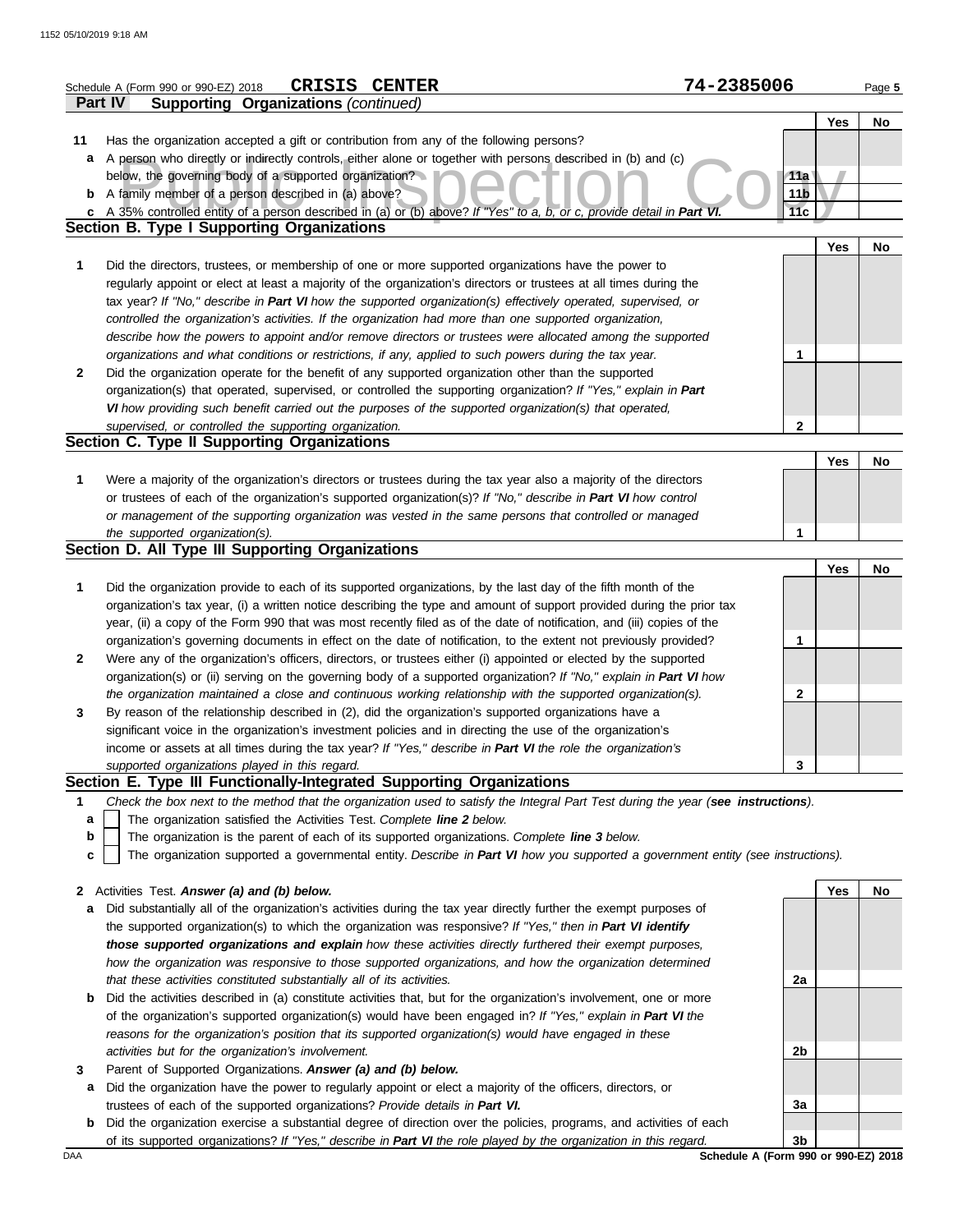Schedule A (Form 990 or 990-EZ) 2018 **CRISIS CENTER** **74-2385006** Page **5**

**Part IV Supporting Organizations** *(continued)*

| | | | Yes | No |
|---|---|---|---|---|
| **11** | Has the organization accepted a gift or contribution from any of the following persons? | | | |
| **a** | A person who directly or indirectly controls, either alone or together with persons described in (b) and (c) below, the governing body of a supported organization? | 11a | | |
| **b** | A family member of a person described in (a) above? | 11b | | |
| **c** | A 35% controlled entity of a person described in (a) or (b) above? *If "Yes" to a, b, or c, provide detail in* ***Part VI.*** | 11c | | |

## Section B. Type I Supporting Organizations

| | | | Yes | No |
|---|---|---|---|---|
| **1** | Did the directors, trustees, or membership of one or more supported organizations have the power to regularly appoint or elect at least a majority of the organization's directors or trustees at all times during the tax year? *If "No," describe in* ***Part VI*** *how the supported organization(s) effectively operated, supervised, or controlled the organization's activities. If the organization had more than one supported organization, describe how the powers to appoint and/or remove directors or trustees were allocated among the supported organizations and what conditions or restrictions, if any, applied to such powers during the tax year.* | 1 | | |
| **2** | Did the organization operate for the benefit of any supported organization other than the supported organization(s) that operated, supervised, or controlled the supporting organization? *If "Yes," explain in* ***Part VI*** *how providing such benefit carried out the purposes of the supported organization(s) that operated, supervised, or controlled the supporting organization.* | 2 | | |

## Section C. Type II Supporting Organizations

| | | | Yes | No |
|---|---|---|---|---|
| **1** | Were a majority of the organization's directors or trustees during the tax year also a majority of the directors or trustees of each of the organization's supported organization(s)? *If "No," describe in* ***Part VI*** *how control or management of the supporting organization was vested in the same persons that controlled or managed the supported organization(s).* | 1 | | |

## Section D. All Type III Supporting Organizations

| | | | Yes | No |
|---|---|---|---|---|
| **1** | Did the organization provide to each of its supported organizations, by the last day of the fifth month of the organization's tax year, (i) a written notice describing the type and amount of support provided during the prior tax year, (ii) a copy of the Form 990 that was most recently filed as of the date of notification, and (iii) copies of the organization's governing documents in effect on the date of notification, to the extent not previously provided? | 1 | | |
| **2** | Were any of the organization's officers, directors, or trustees either (i) appointed or elected by the supported organization(s) or (ii) serving on the governing body of a supported organization? *If "No," explain in* ***Part VI*** *how the organization maintained a close and continuous working relationship with the supported organization(s).* | 2 | | |
| **3** | By reason of the relationship described in (2), did the organization's supported organizations have a significant voice in the organization's investment policies and in directing the use of the organization's income or assets at all times during the tax year? *If "Yes," describe in* ***Part VI*** *the role the organization's supported organizations played in this regard.* | 3 | | |

## Section E. Type III Functionally-Integrated Supporting Organizations

**1** *Check the box next to the method that the organization used to satisfy the Integral Part Test during the year (**see instructions**).*

- **a** ☐ The organization satisfied the Activities Test. *Complete **line 2** below.*
- **b** ☐ The organization is the parent of each of its supported organizations. *Complete **line 3** below.*
- **c** ☐ The organization supported a governmental entity. *Describe in **Part VI** how you supported a government entity (see instructions).*

| | | | Yes | No |
|---|---|---|---|---|
| **2** | Activities Test. ***Answer (a) and (b) below.*** | | | |
| **a** | Did substantially all of the organization's activities during the tax year directly further the exempt purposes of the supported organization(s) to which the organization was responsive? *If "Yes," then in* ***Part VI identify those supported organizations and explain*** *how these activities directly furthered their exempt purposes, how the organization was responsive to those supported organizations, and how the organization determined that these activities constituted substantially all of its activities.* | 2a | | |
| **b** | Did the activities described in (a) constitute activities that, but for the organization's involvement, one or more of the organization's supported organization(s) would have been engaged in? *If "Yes," explain in* ***Part VI*** *the reasons for the organization's position that its supported organization(s) would have engaged in these activities but for the organization's involvement.* | 2b | | |
| **3** | Parent of Supported Organizations. ***Answer (a) and (b) below.*** | | | |
| **a** | Did the organization have the power to regularly appoint or elect a majority of the officers, directors, or trustees of each of the supported organizations? *Provide details in* ***Part VI.*** | 3a | | |
| **b** | Did the organization exercise a substantial degree of direction over the policies, programs, and activities of each of its supported organizations? *If "Yes," describe in* ***Part VI*** *the role played by the organization in this regard.* | 3b | | |

DAA **Schedule A (Form 990 or 990-EZ) 2018**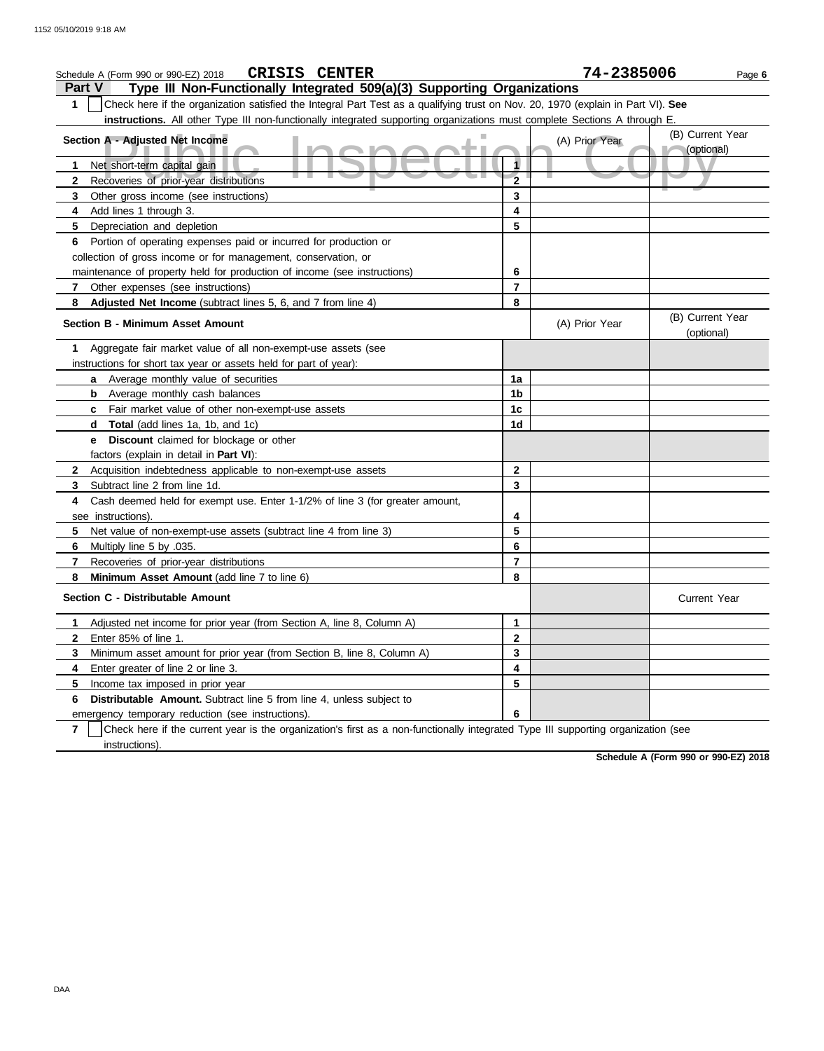Schedule A (Form 990 or 990-EZ) 2018 **CRISIS CENTER** **74-2385006** Page **6**

## Part V Type III Non-Functionally Integrated 509(a)(3) Supporting Organizations

**1** ☐ Check here if the organization satisfied the Integral Part Test as a qualifying trust on Nov. 20, 1970 (explain in Part VI). **See instructions.** All other Type III non-functionally integrated supporting organizations must complete Sections A through E.

| Section A - Adjusted Net Income | | (A) Prior Year | (B) Current Year (optional) |
|---|---|---|---|
| **1** Net short-term capital gain | **1** | | |
| **2** Recoveries of prior-year distributions | **2** | | |
| **3** Other gross income (see instructions) | **3** | | |
| **4** Add lines 1 through 3. | **4** | | |
| **5** Depreciation and depletion | **5** | | |
| **6** Portion of operating expenses paid or incurred for production or collection of gross income or for management, conservation, or maintenance of property held for production of income (see instructions) | **6** | | |
| **7** Other expenses (see instructions) | **7** | | |
| **8** **Adjusted Net Income** (subtract lines 5, 6, and 7 from line 4) | **8** | | |

| Section B - Minimum Asset Amount | | (A) Prior Year | (B) Current Year (optional) |
|---|---|---|---|
| **1** Aggregate fair market value of all non-exempt-use assets (see instructions for short tax year or assets held for part of year): | | | |
| **a** Average monthly value of securities | **1a** | | |
| **b** Average monthly cash balances | **1b** | | |
| **c** Fair market value of other non-exempt-use assets | **1c** | | |
| **d** **Total** (add lines 1a, 1b, and 1c) | **1d** | | |
| **e** **Discount** claimed for blockage or other factors (explain in detail in **Part VI**): | | | |
| **2** Acquisition indebtedness applicable to non-exempt-use assets | **2** | | |
| **3** Subtract line 2 from line 1d. | **3** | | |
| **4** Cash deemed held for exempt use. Enter 1-1/2% of line 3 (for greater amount, see instructions). | **4** | | |
| **5** Net value of non-exempt-use assets (subtract line 4 from line 3) | **5** | | |
| **6** Multiply line 5 by .035. | **6** | | |
| **7** Recoveries of prior-year distributions | **7** | | |
| **8** **Minimum Asset Amount** (add line 7 to line 6) | **8** | | |

| Section C - Distributable Amount | | | Current Year |
|---|---|---|---|
| **1** Adjusted net income for prior year (from Section A, line 8, Column A) | **1** | | |
| **2** Enter 85% of line 1. | **2** | | |
| **3** Minimum asset amount for prior year (from Section B, line 8, Column A) | **3** | | |
| **4** Enter greater of line 2 or line 3. | **4** | | |
| **5** Income tax imposed in prior year | **5** | | |
| **6** **Distributable Amount.** Subtract line 5 from line 4, unless subject to emergency temporary reduction (see instructions). | **6** | | |

**7** ☐ Check here if the current year is the organization's first as a non-functionally integrated Type III supporting organization (see instructions).

**Schedule A (Form 990 or 990-EZ) 2018**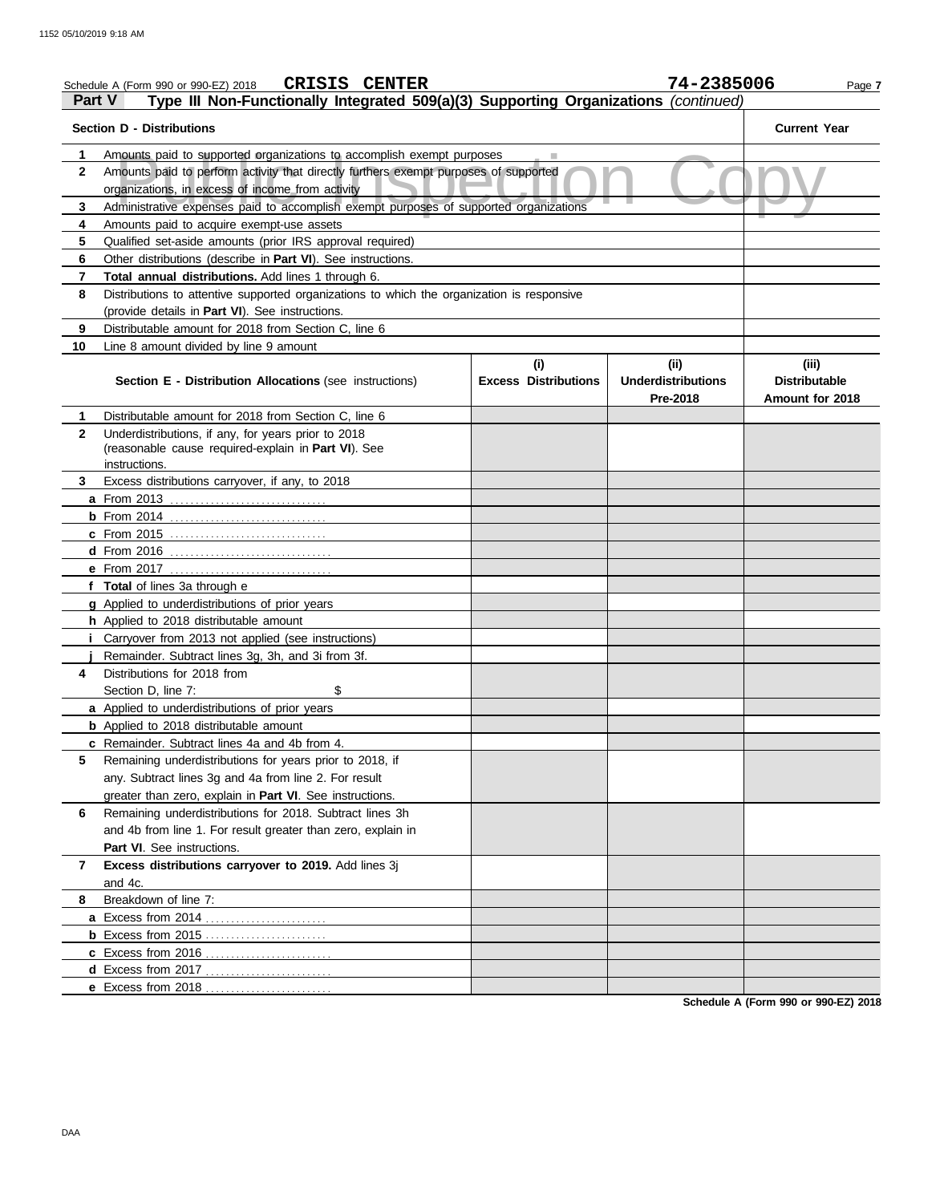Schedule A (Form 990 or 990-EZ) 2018 **CRISIS CENTER** **74-2385006** Page **7**

## Part V Type III Non-Functionally Integrated 509(a)(3) Supporting Organizations *(continued)*

| **Section D - Distributions** | | **Current Year** |
|---|---|---|
| **1** | Amounts paid to supported organizations to accomplish exempt purposes | |
| **2** | Amounts paid to perform activity that directly furthers exempt purposes of supported organizations, in excess of income from activity | |
| **3** | Administrative expenses paid to accomplish exempt purposes of supported organizations | |
| **4** | Amounts paid to acquire exempt-use assets | |
| **5** | Qualified set-aside amounts (prior IRS approval required) | |
| **6** | Other distributions (describe in **Part VI**). See instructions. | |
| **7** | **Total annual distributions.** Add lines 1 through 6. | |
| **8** | Distributions to attentive supported organizations to which the organization is responsive (provide details in **Part VI**). See instructions. | |
| **9** | Distributable amount for 2018 from Section C, line 6 | |
| **10** | Line 8 amount divided by line 9 amount | |

| | **Section E - Distribution Allocations** (see instructions) | **(i) Excess Distributions** | **(ii) Underdistributions Pre-2018** | **(iii) Distributable Amount for 2018** |
|---|---|---|---|---|
| **1** | Distributable amount for 2018 from Section C, line 6 | | | |
| **2** | Underdistributions, if any, for years prior to 2018 (reasonable cause required-explain in **Part VI**). See instructions. | | | |
| **3** | Excess distributions carryover, if any, to 2018 | | | |
| **a** | From 2013 | | | |
| **b** | From 2014 | | | |
| **c** | From 2015 | | | |
| **d** | From 2016 | | | |
| **e** | From 2017 | | | |
| **f** | **Total** of lines 3a through e | | | |
| **g** | Applied to underdistributions of prior years | | | |
| **h** | Applied to 2018 distributable amount | | | |
| **i** | Carryover from 2013 not applied (see instructions) | | | |
| **j** | Remainder. Subtract lines 3g, 3h, and 3i from 3f. | | | |
| **4** | Distributions for 2018 from Section D, line 7: $ | | | |
| **a** | Applied to underdistributions of prior years | | | |
| **b** | Applied to 2018 distributable amount | | | |
| **c** | Remainder. Subtract lines 4a and 4b from 4. | | | |
| **5** | Remaining underdistributions for years prior to 2018, if any. Subtract lines 3g and 4a from line 2. For result greater than zero, explain in **Part VI**. See instructions. | | | |
| **6** | Remaining underdistributions for 2018. Subtract lines 3h and 4b from line 1. For result greater than zero, explain in **Part VI**. See instructions. | | | |
| **7** | **Excess distributions carryover to 2019.** Add lines 3j and 4c. | | | |
| **8** | Breakdown of line 7: | | | |
| **a** | Excess from 2014 | | | |
| **b** | Excess from 2015 | | | |
| **c** | Excess from 2016 | | | |
| **d** | Excess from 2017 | | | |
| **e** | Excess from 2018 | | | |

**Schedule A (Form 990 or 990-EZ) 2018**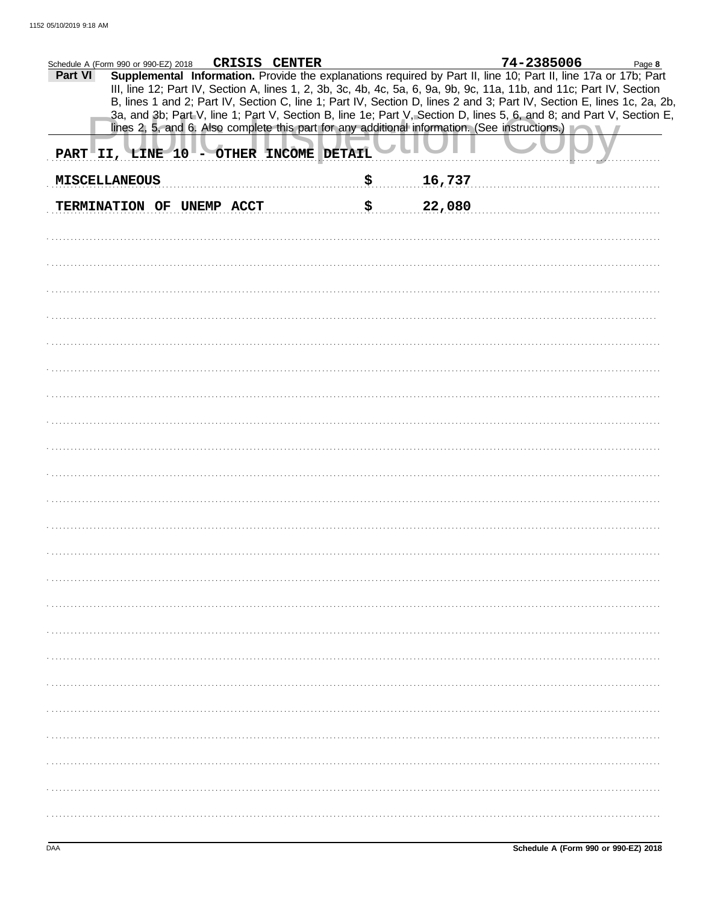Schedule A (Form 990 or 990-EZ) 2018 **CRISIS CENTER** **74-2385006**

**Part VI** **Supplemental Information.** Provide the explanations required by Part II, line 10; Part II, line 17a or 17b; Part III, line 12; Part IV, Section A, lines 1, 2, 3b, 3c, 4b, 4c, 5a, 6, 9a, 9b, 9c, 11a, 11b, and 11c; Part IV, Section B, lines 1 and 2; Part IV, Section C, line 1; Part IV, Section D, lines 2 and 3; Part IV, Section E, lines 1c, 2a, 2b, 3a, and 3b; Part V, line 1; Part V, Section B, line 1e; Part V, Section D, lines 5, 6, and 8; and Part V, Section E, lines 2, 5, and 6. Also complete this part for any additional information. (See instructions.)

PART II, LINE 10 - OTHER INCOME DETAIL

| | |
|---|---|
| MISCELLANEOUS | $ 16,737 |
| TERMINATION OF UNEMP ACCT | $ 22,080 |

Schedule A (Form 990 or 990-EZ) 2018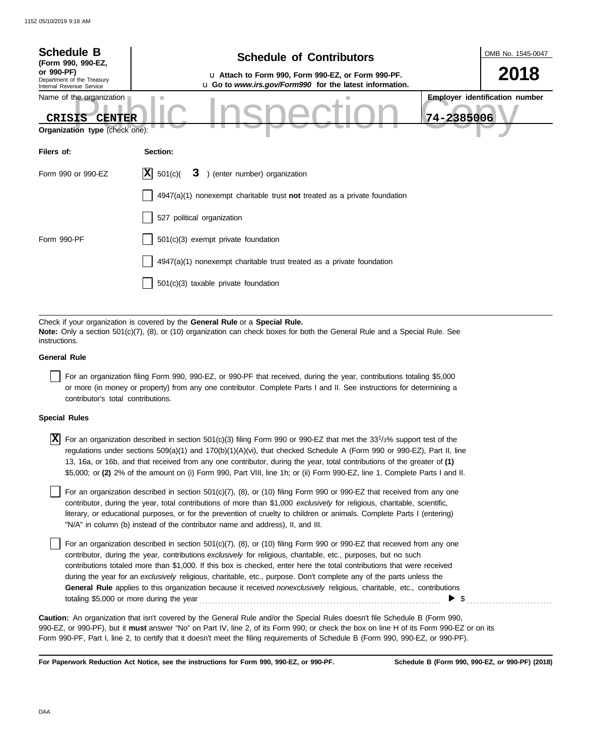1152 05/10/2019 9:18 AM

**Schedule B**
**(Form 990, 990-EZ, or 990-PF)**
Department of the Treasury
Internal Revenue Service

## Schedule of Contributors

u **Attach to Form 990, Form 990-EZ, or Form 990-PF.**
u **Go to *www.irs.gov/Form990* for the latest information.**

OMB No. 1545-0047

**2018**

Name of the organization: **CRISIS CENTER**

**Employer identification number:** **74-2385006**

Public Inspection Copy

**Organization type** (check one):

| **Filers of:** | **Section:** |
|---|---|
| Form 990 or 990-EZ | [X] 501(c)( **3** ) (enter number) organization |
| | [ ] 4947(a)(1) nonexempt charitable trust **not** treated as a private foundation |
| | [ ] 527 political organization |
| Form 990-PF | [ ] 501(c)(3) exempt private foundation |
| | [ ] 4947(a)(1) nonexempt charitable trust treated as a private foundation |
| | [ ] 501(c)(3) taxable private foundation |

Check if your organization is covered by the **General Rule** or a **Special Rule.**
**Note:** Only a section 501(c)(7), (8), or (10) organization can check boxes for both the General Rule and a Special Rule. See instructions.

**General Rule**

[ ] For an organization filing Form 990, 990-EZ, or 990-PF that received, during the year, contributions totaling $5,000 or more (in money or property) from any one contributor. Complete Parts I and II. See instructions for determining a contributor's total contributions.

**Special Rules**

[X] For an organization described in section 501(c)(3) filing Form 990 or 990-EZ that met the 33 1/3% support test of the regulations under sections 509(a)(1) and 170(b)(1)(A)(vi), that checked Schedule A (Form 990 or 990-EZ), Part II, line 13, 16a, or 16b, and that received from any one contributor, during the year, total contributions of the greater of **(1)** $5,000; or **(2)** 2% of the amount on (i) Form 990, Part VIII, line 1h; or (ii) Form 990-EZ, line 1. Complete Parts I and II.

[ ] For an organization described in section 501(c)(7), (8), or (10) filing Form 990 or 990-EZ that received from any one contributor, during the year, total contributions of more than $1,000 *exclusively* for religious, charitable, scientific, literary, or educational purposes, or for the prevention of cruelty to children or animals. Complete Parts I (entering) "N/A" in column (b) instead of the contributor name and address), II, and III.

[ ] For an organization described in section 501(c)(7), (8), or (10) filing Form 990 or 990-EZ that received from any one contributor, during the year, contributions *exclusively* for religious, charitable, etc., purposes, but no such contributions totaled more than $1,000. If this box is checked, enter here the total contributions that were received during the year for an *exclusively* religious, charitable, etc., purpose. Don't complete any of the parts unless the **General Rule** applies to this organization because it received *nonexclusively* religious, charitable, etc., contributions totaling $5,000 or more during the year . . . . . . . . . . . . . . . . . . . . . . . . . . . . . . . . . . . . . . . . . . . . . . ▶ $ . . . . . . . . . . . . . . . . . . .

**Caution:** An organization that isn't covered by the General Rule and/or the Special Rules doesn't file Schedule B (Form 990, 990-EZ, or 990-PF), but it **must** answer "No" on Part IV, line 2, of its Form 990; or check the box on line H of its Form 990-EZ or on its Form 990-PF, Part I, line 2, to certify that it doesn't meet the filing requirements of Schedule B (Form 990, 990-EZ, or 990-PF).

**For Paperwork Reduction Act Notice, see the instructions for Form 990, 990-EZ, or 990-PF.** **Schedule B (Form 990, 990-EZ, or 990-PF) (2018)**

DAA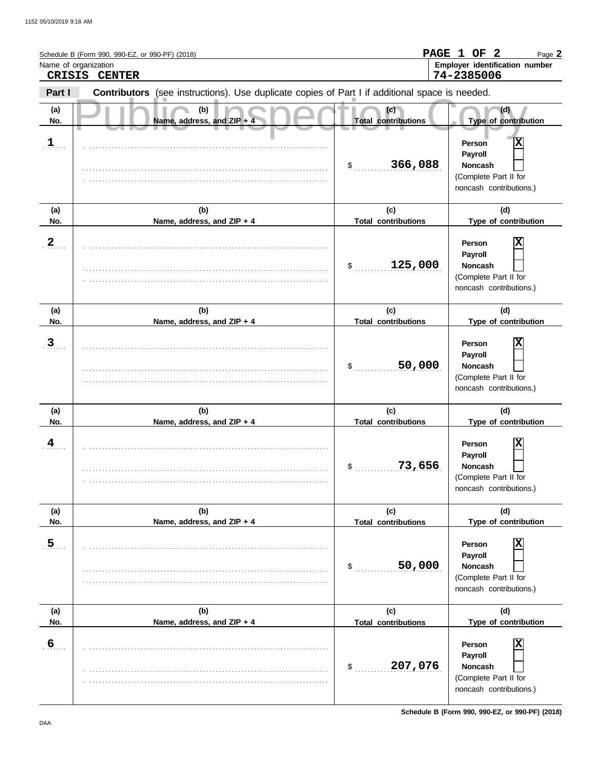Schedule B (Form 990, 990-EZ, or 990-PF) (2018)

**PAGE 1 OF 2**

Name of organization: **CRISIS CENTER**

Employer identification number: **74-2385006**

**Part I** **Contributors** (see instructions). Use duplicate copies of Part I if additional space is needed.

| (a) No. | (b) Name, address, and ZIP + 4 | (c) Total contributions | (d) Type of contribution |
|---|---|---|---|
| 1 | | $ 366,088 | Person [X] Payroll [ ] Noncash [ ] (Complete Part II for noncash contributions.) |
| 2 | | $ 125,000 | Person [X] Payroll [ ] Noncash [ ] (Complete Part II for noncash contributions.) |
| 3 | | $ 50,000 | Person [X] Payroll [ ] Noncash [ ] (Complete Part II for noncash contributions.) |
| 4 | | $ 73,656 | Person [X] Payroll [ ] Noncash [ ] (Complete Part II for noncash contributions.) |
| 5 | | $ 50,000 | Person [X] Payroll [ ] Noncash [ ] (Complete Part II for noncash contributions.) |
| 6 | | $ 207,076 | Person [X] Payroll [ ] Noncash [ ] (Complete Part II for noncash contributions.) |

Schedule B (Form 990, 990-EZ, or 990-PF) (2018)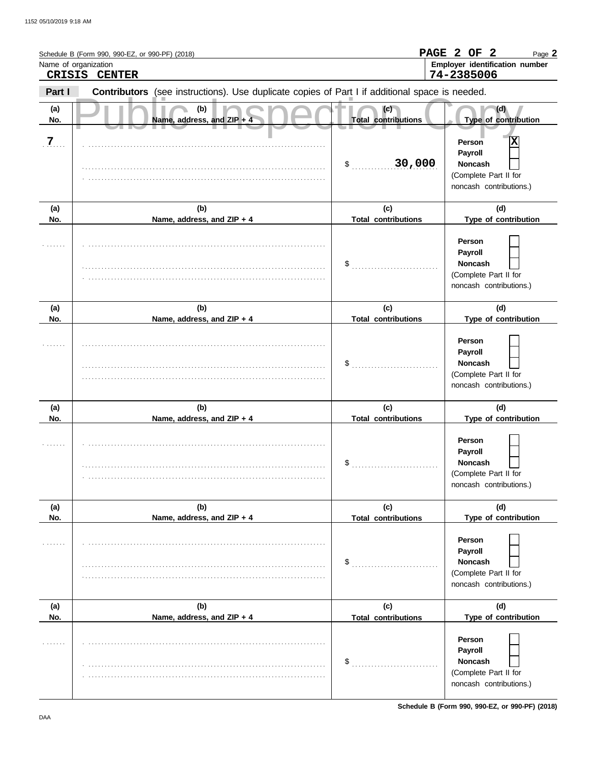Schedule B (Form 990, 990-EZ, or 990-PF) (2018)

**PAGE 2 OF 2**

Name of organization

**CRISIS CENTER**

**Employer identification number**

**74-2385006**

**Part I** **Contributors** (see instructions). Use duplicate copies of Part I if additional space is needed.

Public Inspection Copy

| (a) No. | (b) Name, address, and ZIP + 4 | (c) Total contributions | (d) Type of contribution |
|---|---|---|---|
| 7 | | $ 30,000 | Person [X] Payroll [ ] Noncash [ ] (Complete Part II for noncash contributions.) |
| | | $ | Person [ ] Payroll [ ] Noncash [ ] (Complete Part II for noncash contributions.) |
| | | $ | Person [ ] Payroll [ ] Noncash [ ] (Complete Part II for noncash contributions.) |
| | | $ | Person [ ] Payroll [ ] Noncash [ ] (Complete Part II for noncash contributions.) |
| | | $ | Person [ ] Payroll [ ] Noncash [ ] (Complete Part II for noncash contributions.) |
| | | $ | Person [ ] Payroll [ ] Noncash [ ] (Complete Part II for noncash contributions.) |

**Schedule B (Form 990, 990-EZ, or 990-PF) (2018)**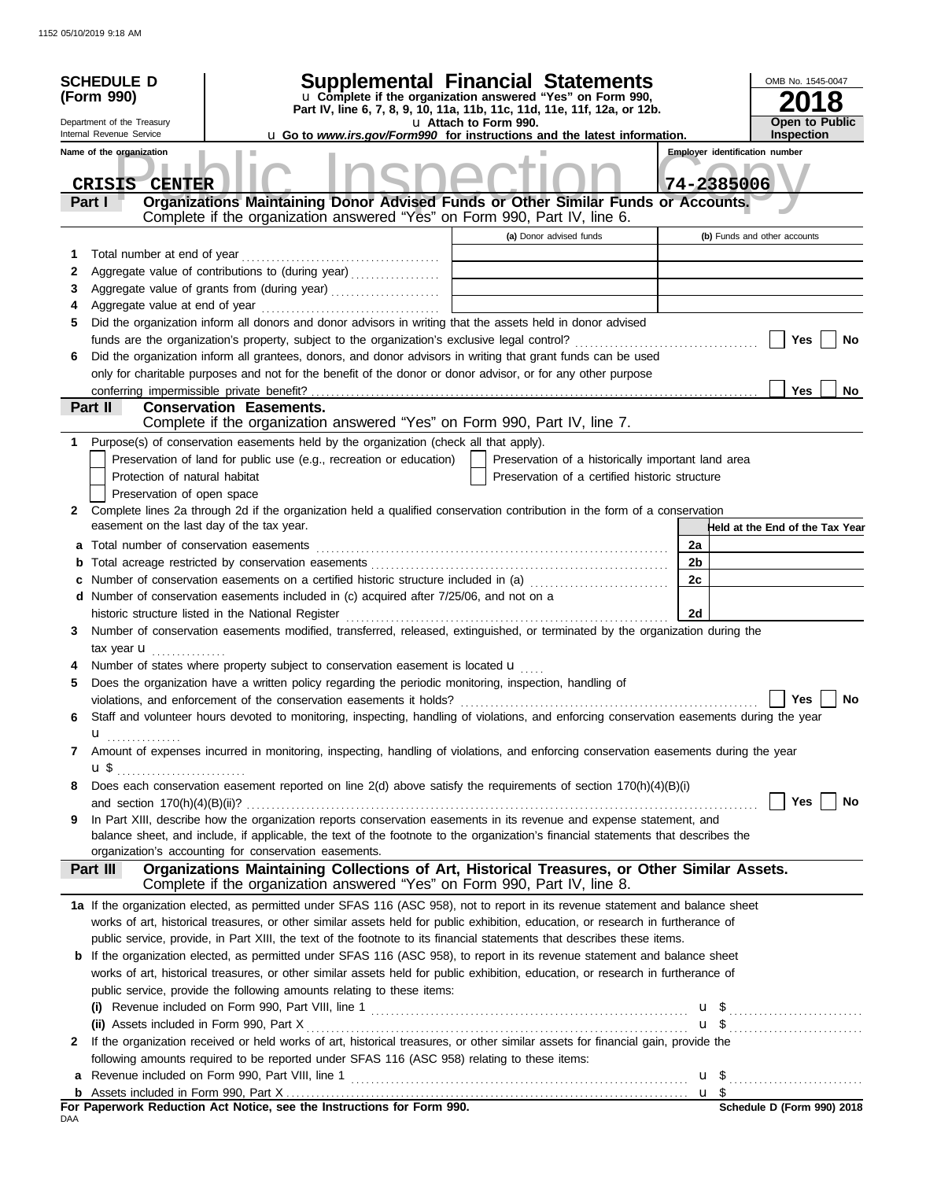**SCHEDULE D (Form 990)**

Department of the Treasury
Internal Revenue Service

# Supplemental Financial Statements

u Complete if the organization answered "Yes" on Form 990, Part IV, line 6, 7, 8, 9, 10, 11a, 11b, 11c, 11d, 11e, 11f, 12a, or 12b.
u Attach to Form 990.
u Go to *www.irs.gov/Form990* for instructions and the latest information.

OMB No. 1545-0047
**2018**
**Open to Public Inspection**

Public Inspection Copy

| Name of the organization | Employer identification number |
|---|---|
| CRISIS CENTER | 74-2385006 |

## Part I Organizations Maintaining Donor Advised Funds or Other Similar Funds or Accounts.

Complete if the organization answered "Yes" on Form 990, Part IV, line 6.

| | | (a) Donor advised funds | (b) Funds and other accounts |
|---|---|---|---|
| 1 | Total number at end of year | | |
| 2 | Aggregate value of contributions to (during year) | | |
| 3 | Aggregate value of grants from (during year) | | |
| 4 | Aggregate value at end of year | | |

5 Did the organization inform all donors and donor advisors in writing that the assets held in donor advised funds are the organization's property, subject to the organization's exclusive legal control? ☐ Yes ☐ No

6 Did the organization inform all grantees, donors, and donor advisors in writing that grant funds can be used only for charitable purposes and not for the benefit of the donor or donor advisor, or for any other purpose conferring impermissible private benefit? ☐ Yes ☐ No

## Part II Conservation Easements.

Complete if the organization answered "Yes" on Form 990, Part IV, line 7.

1 Purpose(s) of conservation easements held by the organization (check all that apply).

- ☐ Preservation of land for public use (e.g., recreation or education)
- ☐ Preservation of a historically important land area
- ☐ Protection of natural habitat
- ☐ Preservation of a certified historic structure
- ☐ Preservation of open space

2 Complete lines 2a through 2d if the organization held a qualified conservation contribution in the form of a conservation easement on the last day of the tax year.

| | | | Held at the End of the Tax Year |
|---|---|---|---|
| a | Total number of conservation easements | 2a | |
| b | Total acreage restricted by conservation easements | 2b | |
| c | Number of conservation easements on a certified historic structure included in (a) | 2c | |
| d | Number of conservation easements included in (c) acquired after 7/25/06, and not on a historic structure listed in the National Register | 2d | |

3 Number of conservation easements modified, transferred, released, extinguished, or terminated by the organization during the tax year u ..............

4 Number of states where property subject to conservation easement is located u ....

5 Does the organization have a written policy regarding the periodic monitoring, inspection, handling of violations, and enforcement of the conservation easements it holds? ☐ Yes ☐ No

6 Staff and volunteer hours devoted to monitoring, inspecting, handling of violations, and enforcing conservation easements during the year u ..............

7 Amount of expenses incurred in monitoring, inspecting, handling of violations, and enforcing conservation easements during the year u $ ..........................

8 Does each conservation easement reported on line 2(d) above satisfy the requirements of section 170(h)(4)(B)(i) and section 170(h)(4)(B)(ii)? ☐ Yes ☐ No

9 In Part XIII, describe how the organization reports conservation easements in its revenue and expense statement, and balance sheet, and include, if applicable, the text of the footnote to the organization's financial statements that describes the organization's accounting for conservation easements.

## Part III Organizations Maintaining Collections of Art, Historical Treasures, or Other Similar Assets.

Complete if the organization answered "Yes" on Form 990, Part IV, line 8.

1a If the organization elected, as permitted under SFAS 116 (ASC 958), not to report in its revenue statement and balance sheet works of art, historical treasures, or other similar assets held for public exhibition, education, or research in furtherance of public service, provide, in Part XIII, the text of the footnote to its financial statements that describes these items.

b If the organization elected, as permitted under SFAS 116 (ASC 958), to report in its revenue statement and balance sheet works of art, historical treasures, or other similar assets held for public exhibition, education, or research in furtherance of public service, provide the following amounts relating to these items:

(i) Revenue included on Form 990, Part VIII, line 1 u $ ..........................

(ii) Assets included in Form 990, Part X u $ ..........................

2 If the organization received or held works of art, historical treasures, or other similar assets for financial gain, provide the following amounts required to be reported under SFAS 116 (ASC 958) relating to these items:

a Revenue included on Form 990, Part VIII, line 1 u $ ..........................

b Assets included in Form 990, Part X u $

**For Paperwork Reduction Act Notice, see the Instructions for Form 990.**

DAA

**Schedule D (Form 990) 2018**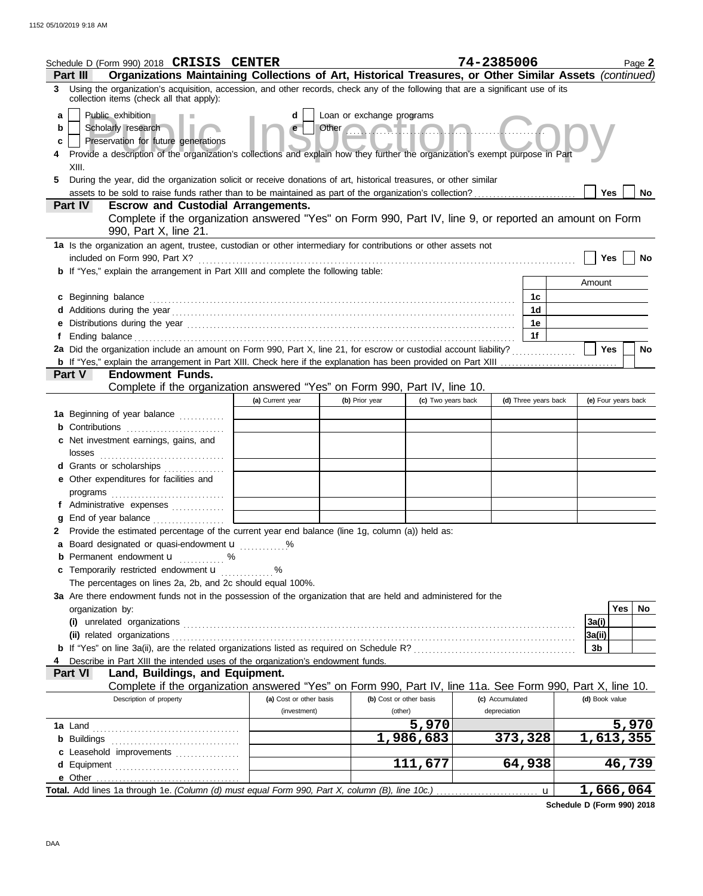Schedule D (Form 990) 2018 **CRISIS CENTER** 74-2385006 Page **2**

**Part III** **Organizations Maintaining Collections of Art, Historical Treasures, or Other Similar Assets** *(continued)*

**3** Using the organization's acquisition, accession, and other records, check any of the following that are a significant use of its collection items (check all that apply):

- **a** ☐ Public exhibition
- **b** ☐ Scholarly research
- **c** ☐ Preservation for future generations
- **d** ☐ Loan or exchange programs
- **e** ☐ Other ..........

**4** Provide a description of the organization's collections and explain how they further the organization's exempt purpose in Part XIII.

**5** During the year, did the organization solicit or receive donations of art, historical treasures, or other similar assets to be sold to raise funds rather than to be maintained as part of the organization's collection? ☐ Yes ☐ No

**Part IV** **Escrow and Custodial Arrangements.**

Complete if the organization answered "Yes" on Form 990, Part IV, line 9, or reported an amount on Form 990, Part X, line 21.

**1a** Is the organization an agent, trustee, custodian or other intermediary for contributions or other assets not included on Form 990, Part X? ☐ Yes ☐ No

**b** If "Yes," explain the arrangement in Part XIII and complete the following table:

| | | Amount |
|---|---|---|
| **c** Beginning balance | 1c | |
| **d** Additions during the year | 1d | |
| **e** Distributions during the year | 1e | |
| **f** Ending balance | 1f | |

**2a** Did the organization include an amount on Form 990, Part X, line 21, for escrow or custodial account liability? ☐ Yes ☐ No

**b** If "Yes," explain the arrangement in Part XIII. Check here if the explanation has been provided on Part XIII ☐

**Part V** **Endowment Funds.**

Complete if the organization answered "Yes" on Form 990, Part IV, line 10.

| | (a) Current year | (b) Prior year | (c) Two years back | (d) Three years back | (e) Four years back |
|---|---|---|---|---|---|
| **1a** Beginning of year balance | | | | | |
| **b** Contributions | | | | | |
| **c** Net investment earnings, gains, and losses | | | | | |
| **d** Grants or scholarships | | | | | |
| **e** Other expenditures for facilities and programs | | | | | |
| **f** Administrative expenses | | | | | |
| **g** End of year balance | | | | | |

**2** Provide the estimated percentage of the current year end balance (line 1g, column (a)) held as:

- **a** Board designated or quasi-endowment u ............%
- **b** Permanent endowment u ............%
- **c** Temporarily restricted endowment u ............%

The percentages on lines 2a, 2b, and 2c should equal 100%.

**3a** Are there endowment funds not in the possession of the organization that are held and administered for the organization by:

| | | Yes | No |
|---|---|---|---|
| **(i)** unrelated organizations | 3a(i) | | |
| **(ii)** related organizations | 3a(ii) | | |
| **b** If "Yes" on line 3a(ii), are the related organizations listed as required on Schedule R? | 3b | | |

**4** Describe in Part XIII the intended uses of the organization's endowment funds.

**Part VI** **Land, Buildings, and Equipment.**

Complete if the organization answered "Yes" on Form 990, Part IV, line 11a. See Form 990, Part X, line 10.

| Description of property | (a) Cost or other basis (investment) | (b) Cost or other basis (other) | (c) Accumulated depreciation | (d) Book value |
|---|---|---|---|---|
| **1a** Land | | 5,970 | | 5,970 |
| **b** Buildings | | 1,986,683 | 373,328 | 1,613,355 |
| **c** Leasehold improvements | | | | |
| **d** Equipment | | 111,677 | 64,938 | 46,739 |
| **e** Other | | | | |
| **Total.** Add lines 1a through 1e. *(Column (d) must equal Form 990, Part X, column (B), line 10c.)* u | | | | 1,666,064 |

**Schedule D (Form 990) 2018**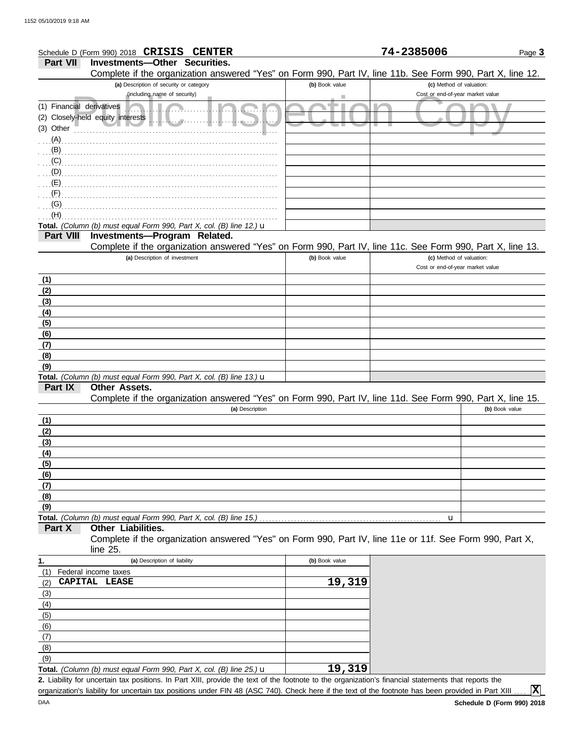Schedule D (Form 990) 2018 **CRISIS CENTER** **74-2385006** Page **3**

## Part VII Investments—Other Securities.

Complete if the organization answered "Yes" on Form 990, Part IV, line 11b. See Form 990, Part X, line 12.

| (a) Description of security or category (including name of security) | (b) Book value | (c) Method of valuation: Cost or end-of-year market value |
|---|---|---|
| (1) Financial derivatives | | |
| (2) Closely-held equity interests | | |
| (3) Other | | |
| (A) | | |
| (B) | | |
| (C) | | |
| (D) | | |
| (E) | | |
| (F) | | |
| (G) | | |
| (H) | | |
| **Total.** *(Column (b) must equal Form 990, Part X, col. (B) line 12.)* | | |

## Part VIII Investments—Program Related.

Complete if the organization answered "Yes" on Form 990, Part IV, line 11c. See Form 990, Part X, line 13.

| (a) Description of investment | (b) Book value | (c) Method of valuation: Cost or end-of-year market value |
|---|---|---|
| (1) | | |
| (2) | | |
| (3) | | |
| (4) | | |
| (5) | | |
| (6) | | |
| (7) | | |
| (8) | | |
| (9) | | |
| **Total.** *(Column (b) must equal Form 990, Part X, col. (B) line 13.)* | | |

## Part IX Other Assets.

Complete if the organization answered "Yes" on Form 990, Part IV, line 11d. See Form 990, Part X, line 15.

| (a) Description | (b) Book value |
|---|---|
| (1) | |
| (2) | |
| (3) | |
| (4) | |
| (5) | |
| (6) | |
| (7) | |
| (8) | |
| (9) | |
| **Total.** *(Column (b) must equal Form 990, Part X, col. (B) line 15.)* | |

## Part X Other Liabilities.

Complete if the organization answered "Yes" on Form 990, Part IV, line 11e or 11f. See Form 990, Part X, line 25.

| 1. (a) Description of liability | (b) Book value |
|---|---|
| (1) Federal income taxes | |
| (2) CAPITAL LEASE | 19,319 |
| (3) | |
| (4) | |
| (5) | |
| (6) | |
| (7) | |
| (8) | |
| (9) | |
| **Total.** *(Column (b) must equal Form 990, Part X, col. (B) line 25.)* | 19,319 |

**2.** Liability for uncertain tax positions. In Part XIII, provide the text of the footnote to the organization's financial statements that reports the organization's liability for uncertain tax positions under FIN 48 (ASC 740). Check here if the text of the footnote has been provided in Part XIII .... **X**

DAA **Schedule D (Form 990) 2018**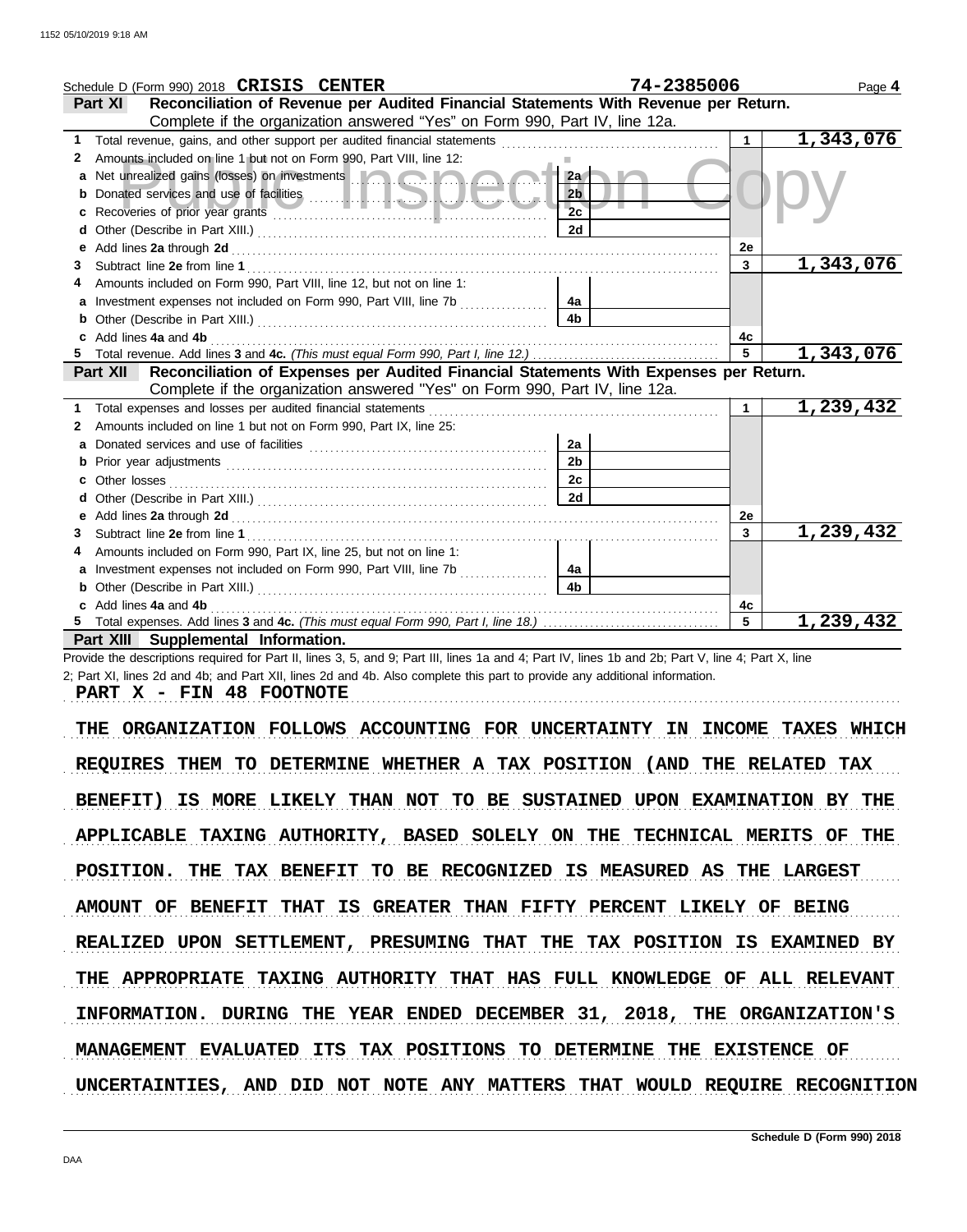Schedule D (Form 990) 2018 **CRISIS CENTER** 74-2385006 Page **4**

**Part XI** **Reconciliation of Revenue per Audited Financial Statements With Revenue per Return.**
Complete if the organization answered "Yes" on Form 990, Part IV, line 12a.

| | | | | | |
|---|---|---|---|---|---|
| 1 | Total revenue, gains, and other support per audited financial statements | | | 1 | 1,343,076 |
| 2 | Amounts included on line 1 but not on Form 990, Part VIII, line 12: | | | | |
| a | Net unrealized gains (losses) on investments | 2a | | | |
| b | Donated services and use of facilities | 2b | | | |
| c | Recoveries of prior year grants | 2c | | | |
| d | Other (Describe in Part XIII.) | 2d | | | |
| e | Add lines **2a** through **2d** | | | 2e | |
| 3 | Subtract line **2e** from line **1** | | | 3 | 1,343,076 |
| 4 | Amounts included on Form 990, Part VIII, line 12, but not on line 1: | | | | |
| a | Investment expenses not included on Form 990, Part VIII, line 7b | 4a | | | |
| b | Other (Describe in Part XIII.) | 4b | | | |
| c | Add lines **4a** and **4b** | | | 4c | |
| 5 | Total revenue. Add lines **3** and **4c.** *(This must equal Form 990, Part I, line 12.)* | | | 5 | 1,343,076 |

**Part XII** **Reconciliation of Expenses per Audited Financial Statements With Expenses per Return.**
Complete if the organization answered "Yes" on Form 990, Part IV, line 12a.

| | | | | | |
|---|---|---|---|---|---|
| 1 | Total expenses and losses per audited financial statements | | | 1 | 1,239,432 |
| 2 | Amounts included on line 1 but not on Form 990, Part IX, line 25: | | | | |
| a | Donated services and use of facilities | 2a | | | |
| b | Prior year adjustments | 2b | | | |
| c | Other losses | 2c | | | |
| d | Other (Describe in Part XIII.) | 2d | | | |
| e | Add lines **2a** through **2d** | | | 2e | |
| 3 | Subtract line **2e** from line **1** | | | 3 | 1,239,432 |
| 4 | Amounts included on Form 990, Part IX, line 25, but not on line 1: | | | | |
| a | Investment expenses not included on Form 990, Part VIII, line 7b | 4a | | | |
| b | Other (Describe in Part XIII.) | 4b | | | |
| c | Add lines **4a** and **4b** | | | 4c | |
| 5 | Total expenses. Add lines **3** and **4c.** *(This must equal Form 990, Part I, line 18.)* | | | 5 | 1,239,432 |

**Part XIII** **Supplemental Information.**

Provide the descriptions required for Part II, lines 3, 5, and 9; Part III, lines 1a and 4; Part IV, lines 1b and 2b; Part V, line 4; Part X, line 2; Part XI, lines 2d and 4b; and Part XII, lines 2d and 4b. Also complete this part to provide any additional information.

PART X - FIN 48 FOOTNOTE

THE ORGANIZATION FOLLOWS ACCOUNTING FOR UNCERTAINTY IN INCOME TAXES WHICH REQUIRES THEM TO DETERMINE WHETHER A TAX POSITION (AND THE RELATED TAX BENEFIT) IS MORE LIKELY THAN NOT TO BE SUSTAINED UPON EXAMINATION BY THE APPLICABLE TAXING AUTHORITY, BASED SOLELY ON THE TECHNICAL MERITS OF THE POSITION. THE TAX BENEFIT TO BE RECOGNIZED IS MEASURED AS THE LARGEST AMOUNT OF BENEFIT THAT IS GREATER THAN FIFTY PERCENT LIKELY OF BEING REALIZED UPON SETTLEMENT, PRESUMING THAT THE TAX POSITION IS EXAMINED BY THE APPROPRIATE TAXING AUTHORITY THAT HAS FULL KNOWLEDGE OF ALL RELEVANT INFORMATION. DURING THE YEAR ENDED DECEMBER 31, 2018, THE ORGANIZATION'S MANAGEMENT EVALUATED ITS TAX POSITIONS TO DETERMINE THE EXISTENCE OF UNCERTAINTIES, AND DID NOT NOTE ANY MATTERS THAT WOULD REQUIRE RECOGNITION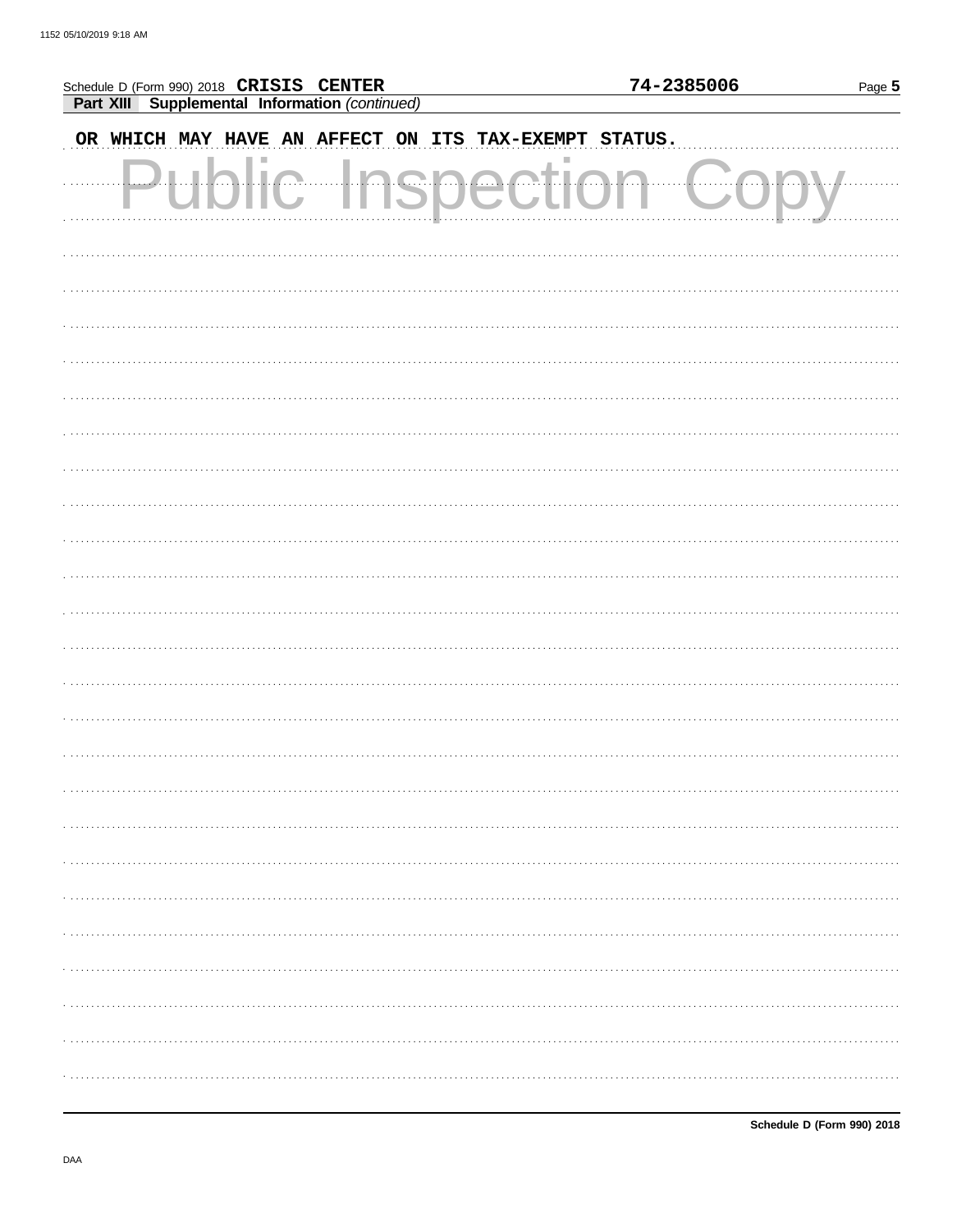Schedule D (Form 990) 2018 **CRISIS CENTER** **74-2385006**

**Part XIII Supplemental Information** *(continued)*

OR WHICH MAY HAVE AN AFFECT ON ITS TAX-EXEMPT STATUS.

Public Inspection Copy

**Schedule D (Form 990) 2018**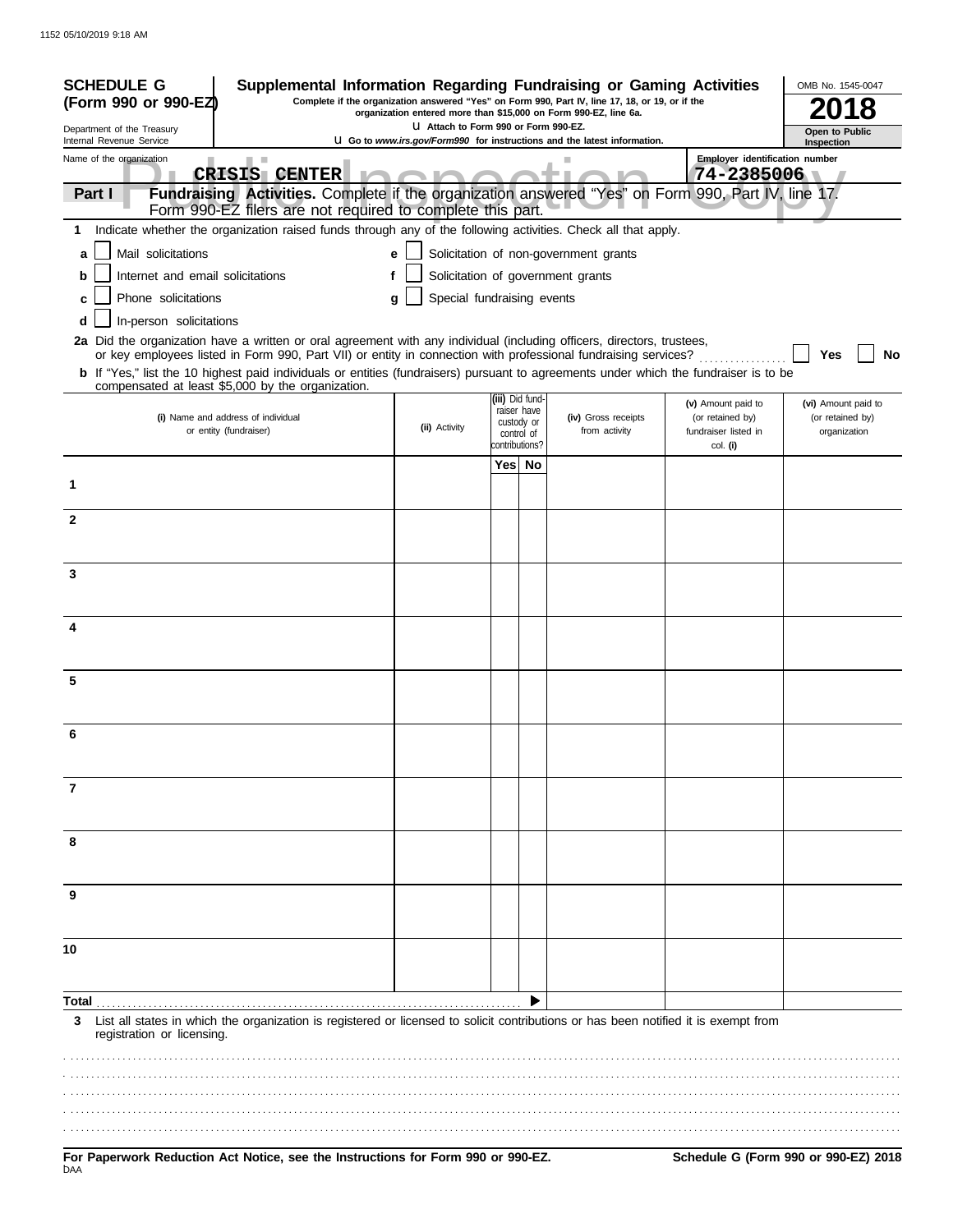**SCHEDULE G (Form 990 or 990-EZ)**

Department of the Treasury
Internal Revenue Service

# Supplemental Information Regarding Fundraising or Gaming Activities

**Complete if the organization answered "Yes" on Form 990, Part IV, line 17, 18, or 19, or if the organization entered more than $15,000 on Form 990-EZ, line 6a.**

u Attach to Form 990 or Form 990-EZ.

u Go to *www.irs.gov/Form990* for instructions and the latest information.

OMB No. 1545-0047

**2018**

**Open to Public Inspection**

Name of the organization: CRISIS CENTER

Employer identification number: 74-2385006

**Part I** **Fundraising Activities.** Complete if the organization answered "Yes" on Form 990, Part IV, line 17. Form 990-EZ filers are not required to complete this part.

1 Indicate whether the organization raised funds through any of the following activities. Check all that apply.

- a ☐ Mail solicitations
- b ☐ Internet and email solicitations
- c ☐ Phone solicitations
- d ☐ In-person solicitations
- e ☐ Solicitation of non-government grants
- f ☐ Solicitation of government grants
- g ☐ Special fundraising events

2a Did the organization have a written or oral agreement with any individual (including officers, directors, trustees, or key employees listed in Form 990, Part VII) or entity in connection with professional fundraising services? ☐ Yes ☐ No

b If "Yes," list the 10 highest paid individuals or entities (fundraisers) pursuant to agreements under which the fundraiser is to be compensated at least $5,000 by the organization.

| | (i) Name and address of individual or entity (fundraiser) | (ii) Activity | (iii) Did fundraiser have custody or control of contributions? Yes | No | (iv) Gross receipts from activity | (v) Amount paid to (or retained by) fundraiser listed in col. (i) | (vi) Amount paid to (or retained by) organization |
|---|---|---|---|---|---|---|---|
| 1 | | | | | | | |
| 2 | | | | | | | |
| 3 | | | | | | | |
| 4 | | | | | | | |
| 5 | | | | | | | |
| 6 | | | | | | | |
| 7 | | | | | | | |
| 8 | | | | | | | |
| 9 | | | | | | | |
| 10 | | | | | | | |
| **Total** | | | | ▶ | | | |

3 List all states in which the organization is registered or licensed to solicit contributions or has been notified it is exempt from registration or licensing.

**For Paperwork Reduction Act Notice, see the Instructions for Form 990 or 990-EZ.**

**Schedule G (Form 990 or 990-EZ) 2018**

DAA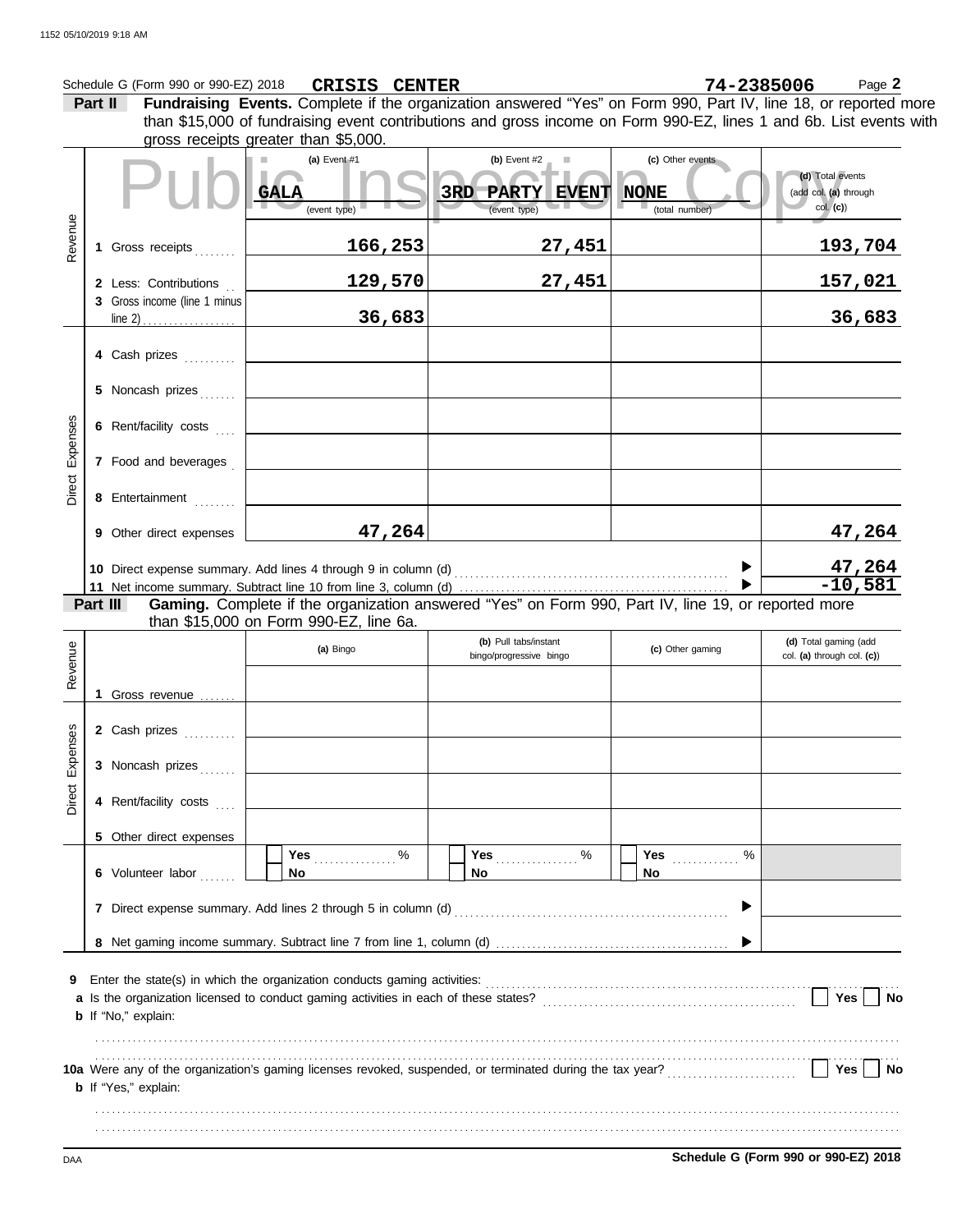Schedule G (Form 990 or 990-EZ) 2018 **CRISIS CENTER** **74-2385006**

**Part II** **Fundraising Events.** Complete if the organization answered "Yes" on Form 990, Part IV, line 18, or reported more than $15,000 of fundraising event contributions and gross income on Form 990-EZ, lines 1 and 6b. List events with gross receipts greater than $5,000.

Public Inspection Copy

| | | (a) Event #1 | (b) Event #2 | (c) Other events | (d) Total events (add col. (a) through col. (c)) |
|---|---|---|---|---|---|
| | | GALA (event type) | 3RD PARTY EVENT (event type) | NONE (total number) | |
| Revenue | 1 Gross receipts | 166,253 | 27,451 | | 193,704 |
| | 2 Less: Contributions | 129,570 | 27,451 | | 157,021 |
| | 3 Gross income (line 1 minus line 2) | 36,683 | | | 36,683 |
| Direct Expenses | 4 Cash prizes | | | | |
| | 5 Noncash prizes | | | | |
| | 6 Rent/facility costs | | | | |
| | 7 Food and beverages | | | | |
| | 8 Entertainment | | | | |
| | 9 Other direct expenses | 47,264 | | | 47,264 |
| | 10 Direct expense summary. Add lines 4 through 9 in column (d) | | | | 47,264 |
| | 11 Net income summary. Subtract line 10 from line 3, column (d) | | | | -10,581 |

**Part III** **Gaming.** Complete if the organization answered "Yes" on Form 990, Part IV, line 19, or reported more than $15,000 on Form 990-EZ, line 6a.

| | | (a) Bingo | (b) Pull tabs/instant bingo/progressive bingo | (c) Other gaming | (d) Total gaming (add col. (a) through col. (c)) |
|---|---|---|---|---|---|
| Revenue | 1 Gross revenue | | | | |
| Direct Expenses | 2 Cash prizes | | | | |
| | 3 Noncash prizes | | | | |
| | 4 Rent/facility costs | | | | |
| | 5 Other direct expenses | | | | |
| | 6 Volunteer labor | Yes ____ % / No | Yes ____ % / No | Yes ____ % / No | |
| | 7 Direct expense summary. Add lines 2 through 5 in column (d) | | | | |
| | 8 Net gaming income summary. Subtract line 7 from line 1, column (d) | | | | |

**9** Enter the state(s) in which the organization conducts gaming activities: ..........

**a** Is the organization licensed to conduct gaming activities in each of these states? ☐ Yes ☐ No

**b** If "No," explain:

..........

**10a** Were any of the organization's gaming licenses revoked, suspended, or terminated during the tax year? ☐ Yes ☐ No

**b** If "Yes," explain:

..........

DAA **Schedule G (Form 990 or 990-EZ) 2018**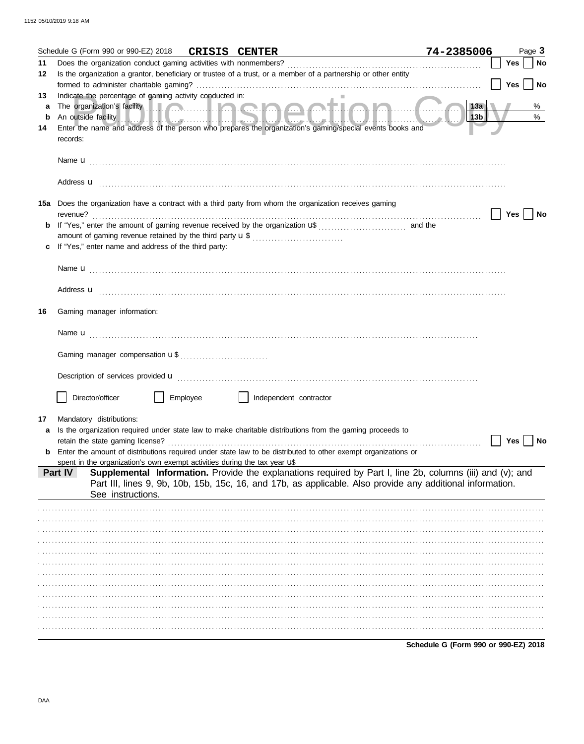Schedule G (Form 990 or 990-EZ) 2018 **CRISIS CENTER** 74-2385006 Page **3**

**11** Does the organization conduct gaming activities with nonmembers? ☐ Yes ☐ No

**12** Is the organization a grantor, beneficiary or trustee of a trust, or a member of a partnership or other entity formed to administer charitable gaming? ☐ Yes ☐ No

**13** Indicate the percentage of gaming activity conducted in:

**a** The organization's facility **13a** %

**b** An outside facility **13b** %

**14** Enter the name and address of the person who prepares the organization's gaming/special events books and records:

Name u

Address u

**15a** Does the organization have a contract with a third party from whom the organization receives gaming revenue? ☐ Yes ☐ No

**b** If "Yes," enter the amount of gaming revenue received by the organization u$ and the amount of gaming revenue retained by the third party u $

**c** If "Yes," enter name and address of the third party:

Name u

Address u

**16** Gaming manager information:

Name u

Gaming manager compensation u $

Description of services provided u

☐ Director/officer ☐ Employee ☐ Independent contractor

**17** Mandatory distributions:

**a** Is the organization required under state law to make charitable distributions from the gaming proceeds to retain the state gaming license? ☐ Yes ☐ No

**b** Enter the amount of distributions required under state law to be distributed to other exempt organizations or spent in the organization's own exempt activities during the tax year u$

**Part IV** **Supplemental Information.** Provide the explanations required by Part I, line 2b, columns (iii) and (v); and Part III, lines 9, 9b, 10b, 15b, 15c, 16, and 17b, as applicable. Also provide any additional information. See instructions.

**Schedule G (Form 990 or 990-EZ) 2018**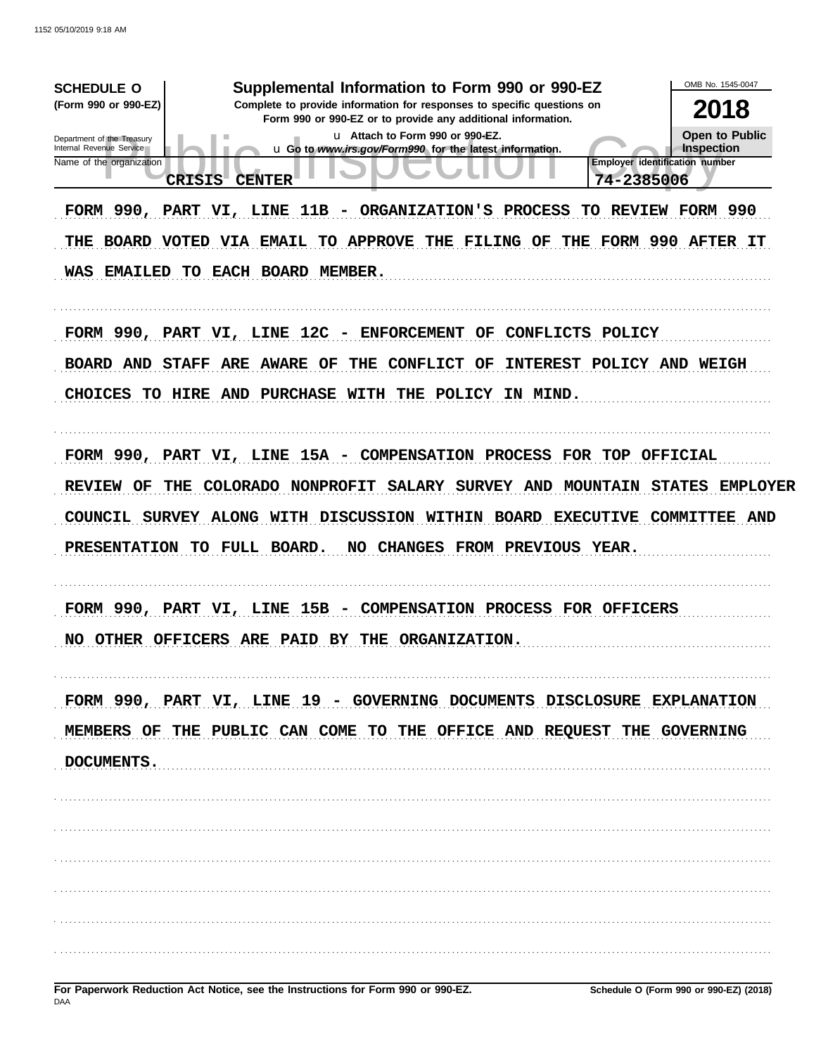**SCHEDULE O** (Form 990 or 990-EZ)

Department of the Treasury
Internal Revenue Service

# Supplemental Information to Form 990 or 990-EZ

**Complete to provide information for responses to specific questions on Form 990 or 990-EZ or to provide any additional information.**

u Attach to Form 990 or 990-EZ.

u Go to *www.irs.gov/Form990* for the latest information.

OMB No. 1545-0047

**2018**

**Open to Public Inspection**

Name of the organization: CRISIS CENTER

Employer identification number: 74-2385006

FORM 990, PART VI, LINE 11B - ORGANIZATION'S PROCESS TO REVIEW FORM 990
THE BOARD VOTED VIA EMAIL TO APPROVE THE FILING OF THE FORM 990 AFTER IT WAS EMAILED TO EACH BOARD MEMBER.

FORM 990, PART VI, LINE 12C - ENFORCEMENT OF CONFLICTS POLICY
BOARD AND STAFF ARE AWARE OF THE CONFLICT OF INTEREST POLICY AND WEIGH CHOICES TO HIRE AND PURCHASE WITH THE POLICY IN MIND.

FORM 990, PART VI, LINE 15A - COMPENSATION PROCESS FOR TOP OFFICIAL
REVIEW OF THE COLORADO NONPROFIT SALARY SURVEY AND MOUNTAIN STATES EMPLOYER COUNCIL SURVEY ALONG WITH DISCUSSION WITHIN BOARD EXECUTIVE COMMITTEE AND PRESENTATION TO FULL BOARD. NO CHANGES FROM PREVIOUS YEAR.

FORM 990, PART VI, LINE 15B - COMPENSATION PROCESS FOR OFFICERS
NO OTHER OFFICERS ARE PAID BY THE ORGANIZATION.

FORM 990, PART VI, LINE 19 - GOVERNING DOCUMENTS DISCLOSURE EXPLANATION
MEMBERS OF THE PUBLIC CAN COME TO THE OFFICE AND REQUEST THE GOVERNING DOCUMENTS.

**For Paperwork Reduction Act Notice, see the Instructions for Form 990 or 990-EZ.**

DAA

**Schedule O (Form 990 or 990-EZ) (2018)**